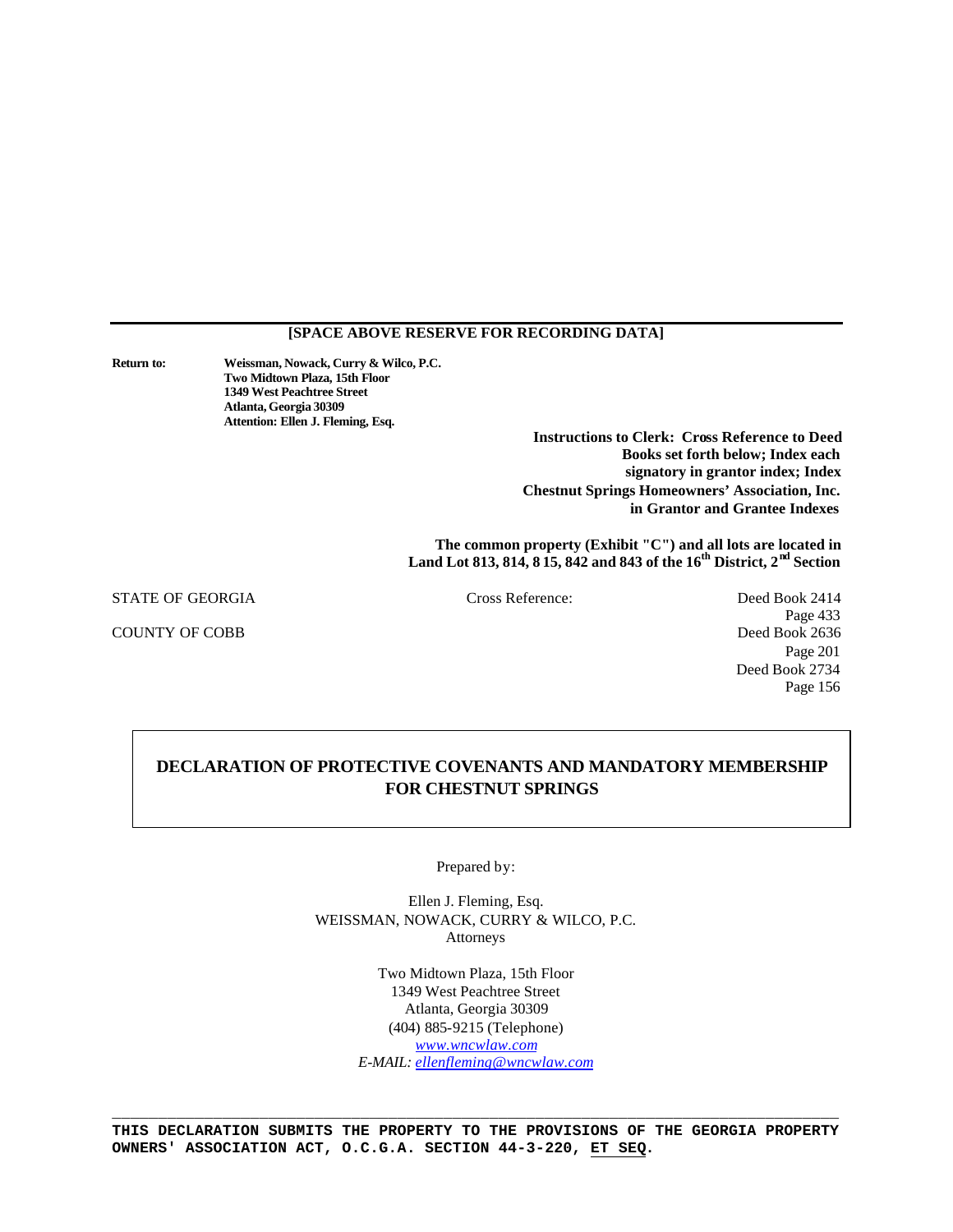**[SPACE ABOVE RESERVE FOR RECORDING DATA]**

**Return to:** **Weissman, Nowack, Curry & Wilco, P.C.**
**Two Midtown Plaza, 15th Floor**
**1349 West Peachtree Street**
**Atlanta, Georgia 30309**
**Attention: Ellen J. Fleming, Esq.**

**Instructions to Clerk: Cross Reference to Deed Books set forth below; Index each signatory in grantor index; Index Chestnut Springs Homeowners' Association, Inc. in Grantor and Grantee Indexes**

**The common property (Exhibit "C") and all lots are located in Land Lot 813, 814, 8 15, 842 and 843 of the 16th District, 2nd Section**

STATE OF GEORGIA

COUNTY OF COBB

Cross Reference: Deed Book 2414 Page 433
Deed Book 2636 Page 201
Deed Book 2734 Page 156

# DECLARATION OF PROTECTIVE COVENANTS AND MANDATORY MEMBERSHIP FOR CHESTNUT SPRINGS

Prepared by:

Ellen J. Fleming, Esq.
WEISSMAN, NOWACK, CURRY & WILCO, P.C.
Attorneys

Two Midtown Plaza, 15th Floor
1349 West Peachtree Street
Atlanta, Georgia 30309
(404) 885-9215 (Telephone)
*www.wncwlaw.com*
*E-MAIL: ellenfleming@wncwlaw.com*

**THIS DECLARATION SUBMITS THE PROPERTY TO THE PROVISIONS OF THE GEORGIA PROPERTY OWNERS' ASSOCIATION ACT, O.C.G.A. SECTION 44-3-220, ET SEQ.**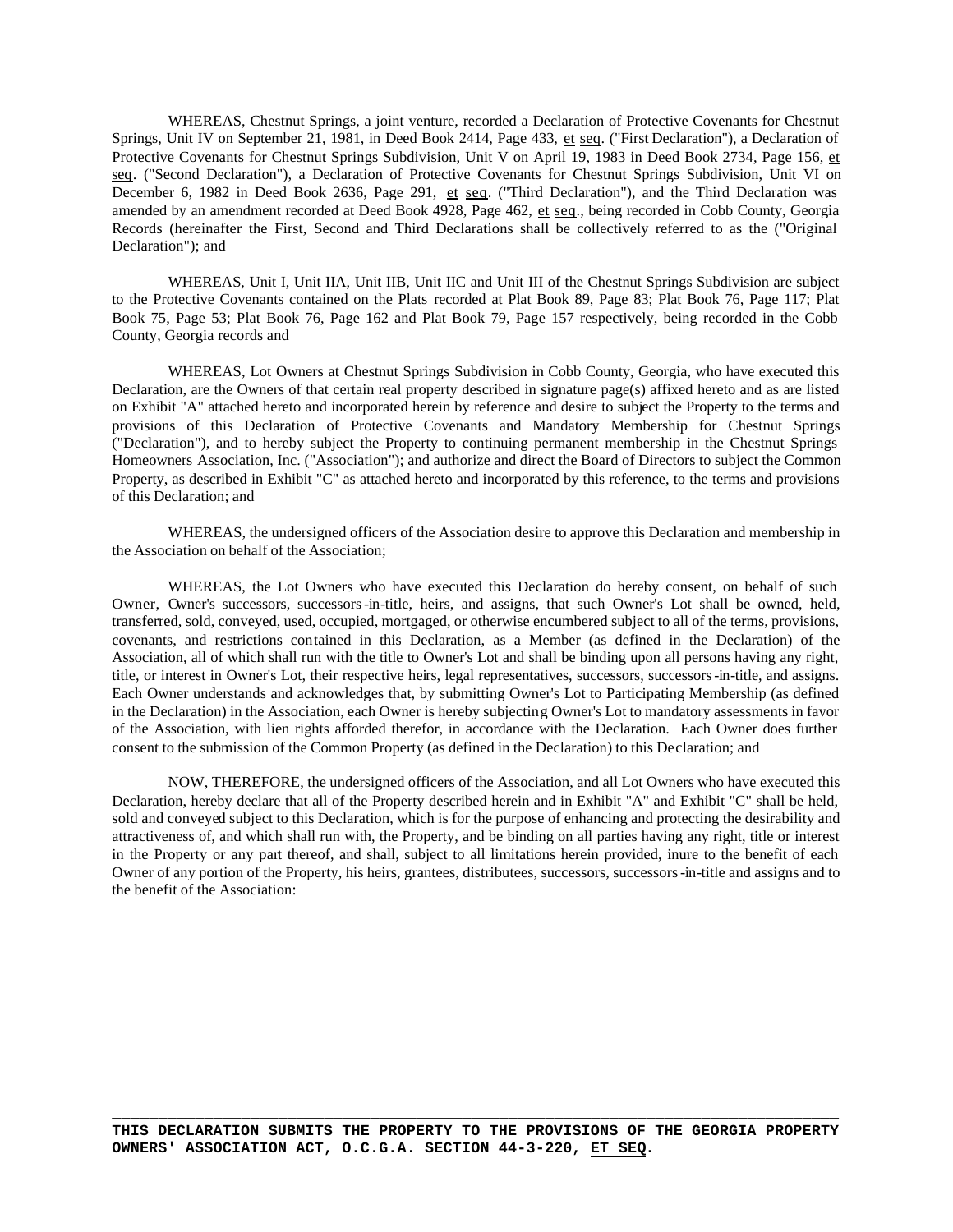WHEREAS, Chestnut Springs, a joint venture, recorded a Declaration of Protective Covenants for Chestnut Springs, Unit IV on September 21, 1981, in Deed Book 2414, Page 433, et seq. ("First Declaration"), a Declaration of Protective Covenants for Chestnut Springs Subdivision, Unit V on April 19, 1983 in Deed Book 2734, Page 156, et seq. ("Second Declaration"), a Declaration of Protective Covenants for Chestnut Springs Subdivision, Unit VI on December 6, 1982 in Deed Book 2636, Page 291, et seq. ("Third Declaration"), and the Third Declaration was amended by an amendment recorded at Deed Book 4928, Page 462, et seq., being recorded in Cobb County, Georgia Records (hereinafter the First, Second and Third Declarations shall be collectively referred to as the ("Original Declaration"); and

WHEREAS, Unit I, Unit IIA, Unit IIB, Unit IIC and Unit III of the Chestnut Springs Subdivision are subject to the Protective Covenants contained on the Plats recorded at Plat Book 89, Page 83; Plat Book 76, Page 117; Plat Book 75, Page 53; Plat Book 76, Page 162 and Plat Book 79, Page 157 respectively, being recorded in the Cobb County, Georgia records and

WHEREAS, Lot Owners at Chestnut Springs Subdivision in Cobb County, Georgia, who have executed this Declaration, are the Owners of that certain real property described in signature page(s) affixed hereto and as are listed on Exhibit "A" attached hereto and incorporated herein by reference and desire to subject the Property to the terms and provisions of this Declaration of Protective Covenants and Mandatory Membership for Chestnut Springs ("Declaration"), and to hereby subject the Property to continuing permanent membership in the Chestnut Springs Homeowners Association, Inc. ("Association"); and authorize and direct the Board of Directors to subject the Common Property, as described in Exhibit "C" as attached hereto and incorporated by this reference, to the terms and provisions of this Declaration; and

WHEREAS, the undersigned officers of the Association desire to approve this Declaration and membership in the Association on behalf of the Association;

WHEREAS, the Lot Owners who have executed this Declaration do hereby consent, on behalf of such Owner, Owner's successors, successors-in-title, heirs, and assigns, that such Owner's Lot shall be owned, held, transferred, sold, conveyed, used, occupied, mortgaged, or otherwise encumbered subject to all of the terms, provisions, covenants, and restrictions contained in this Declaration, as a Member (as defined in the Declaration) of the Association, all of which shall run with the title to Owner's Lot and shall be binding upon all persons having any right, title, or interest in Owner's Lot, their respective heirs, legal representatives, successors, successors-in-title, and assigns. Each Owner understands and acknowledges that, by submitting Owner's Lot to Participating Membership (as defined in the Declaration) in the Association, each Owner is hereby subjecting Owner's Lot to mandatory assessments in favor of the Association, with lien rights afforded therefor, in accordance with the Declaration. Each Owner does further consent to the submission of the Common Property (as defined in the Declaration) to this Declaration; and

NOW, THEREFORE, the undersigned officers of the Association, and all Lot Owners who have executed this Declaration, hereby declare that all of the Property described herein and in Exhibit "A" and Exhibit "C" shall be held, sold and conveyed subject to this Declaration, which is for the purpose of enhancing and protecting the desirability and attractiveness of, and which shall run with, the Property, and be binding on all parties having any right, title or interest in the Property or any part thereof, and shall, subject to all limitations herein provided, inure to the benefit of each Owner of any portion of the Property, his heirs, grantees, distributees, successors, successors-in-title and assigns and to the benefit of the Association:

**THIS DECLARATION SUBMITS THE PROPERTY TO THE PROVISIONS OF THE GEORGIA PROPERTY OWNERS' ASSOCIATION ACT, O.C.G.A. SECTION 44-3-220, ET SEQ.**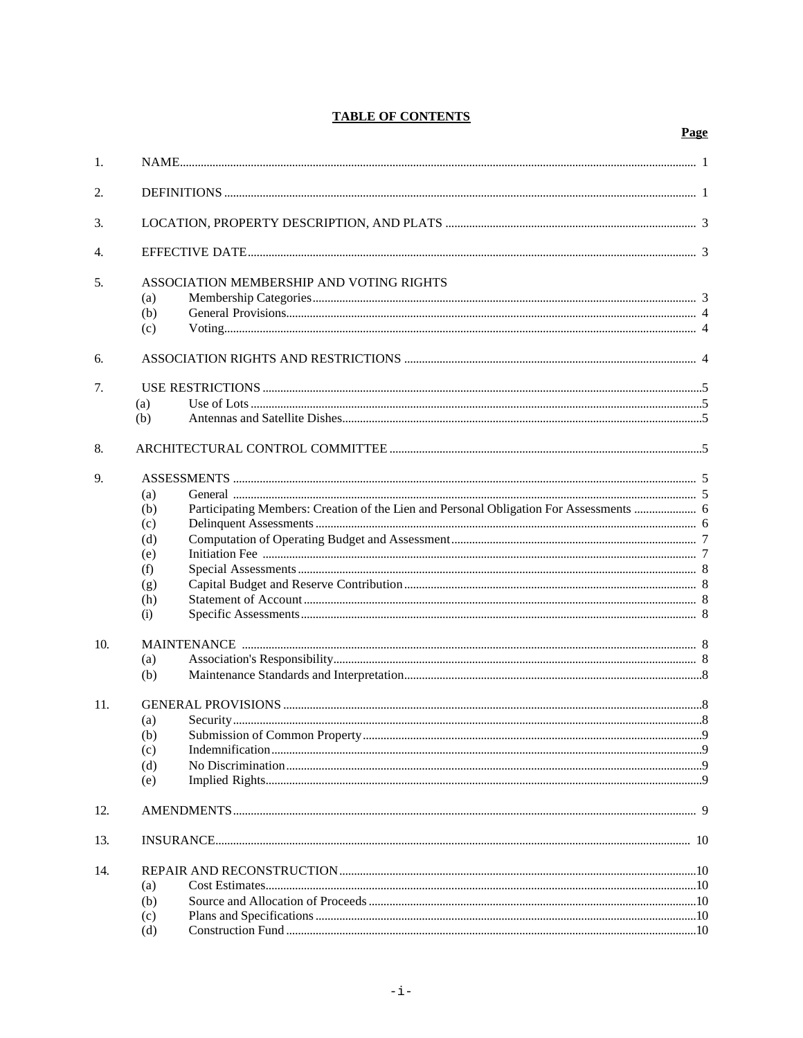## TABLE OF CONTENTS

| | | Page |
|---|---|---|
| 1. | NAME | 1 |
| 2. | DEFINITIONS | 1 |
| 3. | LOCATION, PROPERTY DESCRIPTION, AND PLATS | 3 |
| 4. | EFFECTIVE DATE | 3 |
| 5. | ASSOCIATION MEMBERSHIP AND VOTING RIGHTS | |
| | (a) Membership Categories | 3 |
| | (b) General Provisions | 4 |
| | (c) Voting | 4 |
| 6. | ASSOCIATION RIGHTS AND RESTRICTIONS | 4 |
| 7. | USE RESTRICTIONS | 5 |
| | (a) Use of Lots | 5 |
| | (b) Antennas and Satellite Dishes | 5 |
| 8. | ARCHITECTURAL CONTROL COMMITTEE | 5 |
| 9. | ASSESSMENTS | 5 |
| | (a) General | 5 |
| | (b) Participating Members: Creation of the Lien and Personal Obligation For Assessments | 6 |
| | (c) Delinquent Assessments | 6 |
| | (d) Computation of Operating Budget and Assessment | 7 |
| | (e) Initiation Fee | 7 |
| | (f) Special Assessments | 8 |
| | (g) Capital Budget and Reserve Contribution | 8 |
| | (h) Statement of Account | 8 |
| | (i) Specific Assessments | 8 |
| 10. | MAINTENANCE | 8 |
| | (a) Association's Responsibility | 8 |
| | (b) Maintenance Standards and Interpretation | 8 |
| 11. | GENERAL PROVISIONS | 8 |
| | (a) Security | 8 |
| | (b) Submission of Common Property | 9 |
| | (c) Indemnification | 9 |
| | (d) No Discrimination | 9 |
| | (e) Implied Rights | 9 |
| 12. | AMENDMENTS | 9 |
| 13. | INSURANCE | 10 |
| 14. | REPAIR AND RECONSTRUCTION | 10 |
| | (a) Cost Estimates | 10 |
| | (b) Source and Allocation of Proceeds | 10 |
| | (c) Plans and Specifications | 10 |
| | (d) Construction Fund | 10 |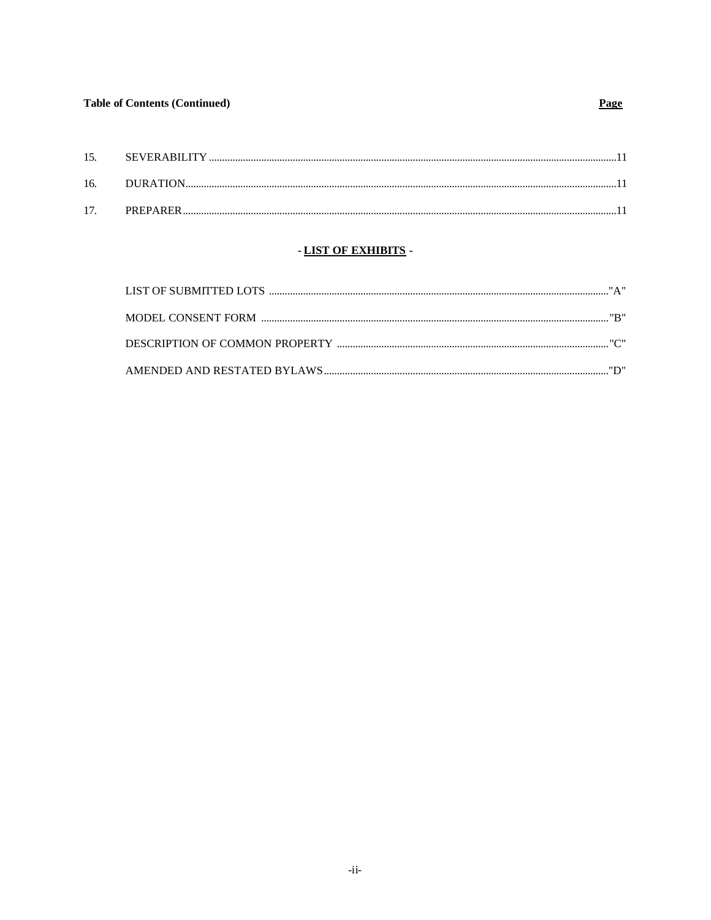**Table of Contents (Continued)** **Page**

| | | Page |
|---|---|---|
| 15. | SEVERABILITY | 11 |
| 16. | DURATION | 11 |
| 17. | PREPARER | 11 |

## - LIST OF EXHIBITS -

| | |
|---|---|
| LIST OF SUBMITTED LOTS | "A" |
| MODEL CONSENT FORM | "B" |
| DESCRIPTION OF COMMON PROPERTY | "C" |
| AMENDED AND RESTATED BYLAWS | "D" |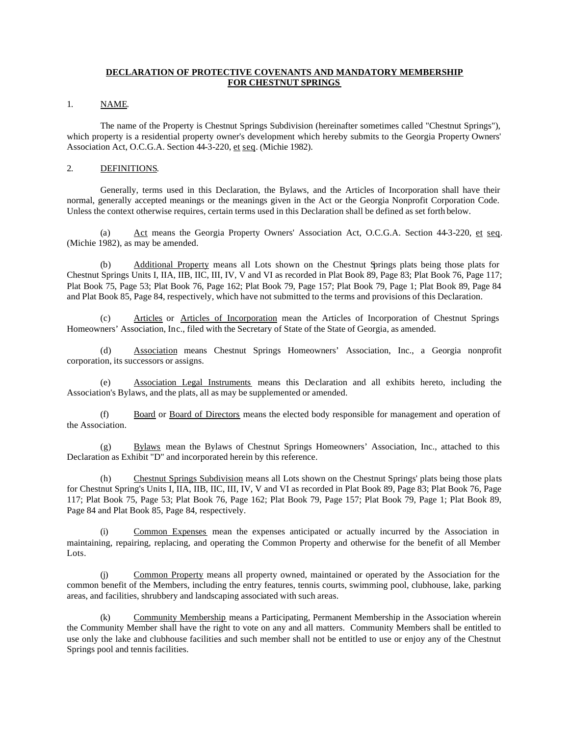**DECLARATION OF PROTECTIVE COVENANTS AND MANDATORY MEMBERSHIP FOR CHESTNUT SPRINGS**

1. NAME.

The name of the Property is Chestnut Springs Subdivision (hereinafter sometimes called "Chestnut Springs"), which property is a residential property owner's development which hereby submits to the Georgia Property Owners' Association Act, O.C.G.A. Section 44-3-220, et seq. (Michie 1982).

2. DEFINITIONS.

Generally, terms used in this Declaration, the Bylaws, and the Articles of Incorporation shall have their normal, generally accepted meanings or the meanings given in the Act or the Georgia Nonprofit Corporation Code. Unless the context otherwise requires, certain terms used in this Declaration shall be defined as set forth below.

(a) Act means the Georgia Property Owners' Association Act, O.C.G.A. Section 44-3-220, et seq. (Michie 1982), as may be amended.

(b) Additional Property means all Lots shown on the Chestnut Springs plats being those plats for Chestnut Springs Units I, IIA, IIB, IIC, III, IV, V and VI as recorded in Plat Book 89, Page 83; Plat Book 76, Page 117; Plat Book 75, Page 53; Plat Book 76, Page 162; Plat Book 79, Page 157; Plat Book 79, Page 1; Plat Book 89, Page 84 and Plat Book 85, Page 84, respectively, which have not submitted to the terms and provisions of this Declaration.

(c) Articles or Articles of Incorporation mean the Articles of Incorporation of Chestnut Springs Homeowners' Association, Inc., filed with the Secretary of State of the State of Georgia, as amended.

(d) Association means Chestnut Springs Homeowners' Association, Inc., a Georgia nonprofit corporation, its successors or assigns.

(e) Association Legal Instruments means this Declaration and all exhibits hereto, including the Association's Bylaws, and the plats, all as may be supplemented or amended.

(f) Board or Board of Directors means the elected body responsible for management and operation of the Association.

(g) Bylaws mean the Bylaws of Chestnut Springs Homeowners' Association, Inc., attached to this Declaration as Exhibit "D" and incorporated herein by this reference.

(h) Chestnut Springs Subdivision means all Lots shown on the Chestnut Springs' plats being those plats for Chestnut Spring's Units I, IIA, IIB, IIC, III, IV, V and VI as recorded in Plat Book 89, Page 83; Plat Book 76, Page 117; Plat Book 75, Page 53; Plat Book 76, Page 162; Plat Book 79, Page 157; Plat Book 79, Page 1; Plat Book 89, Page 84 and Plat Book 85, Page 84, respectively.

(i) Common Expenses mean the expenses anticipated or actually incurred by the Association in maintaining, repairing, replacing, and operating the Common Property and otherwise for the benefit of all Member Lots.

(j) Common Property means all property owned, maintained or operated by the Association for the common benefit of the Members, including the entry features, tennis courts, swimming pool, clubhouse, lake, parking areas, and facilities, shrubbery and landscaping associated with such areas.

(k) Community Membership means a Participating, Permanent Membership in the Association wherein the Community Member shall have the right to vote on any and all matters. Community Members shall be entitled to use only the lake and clubhouse facilities and such member shall not be entitled to use or enjoy any of the Chestnut Springs pool and tennis facilities.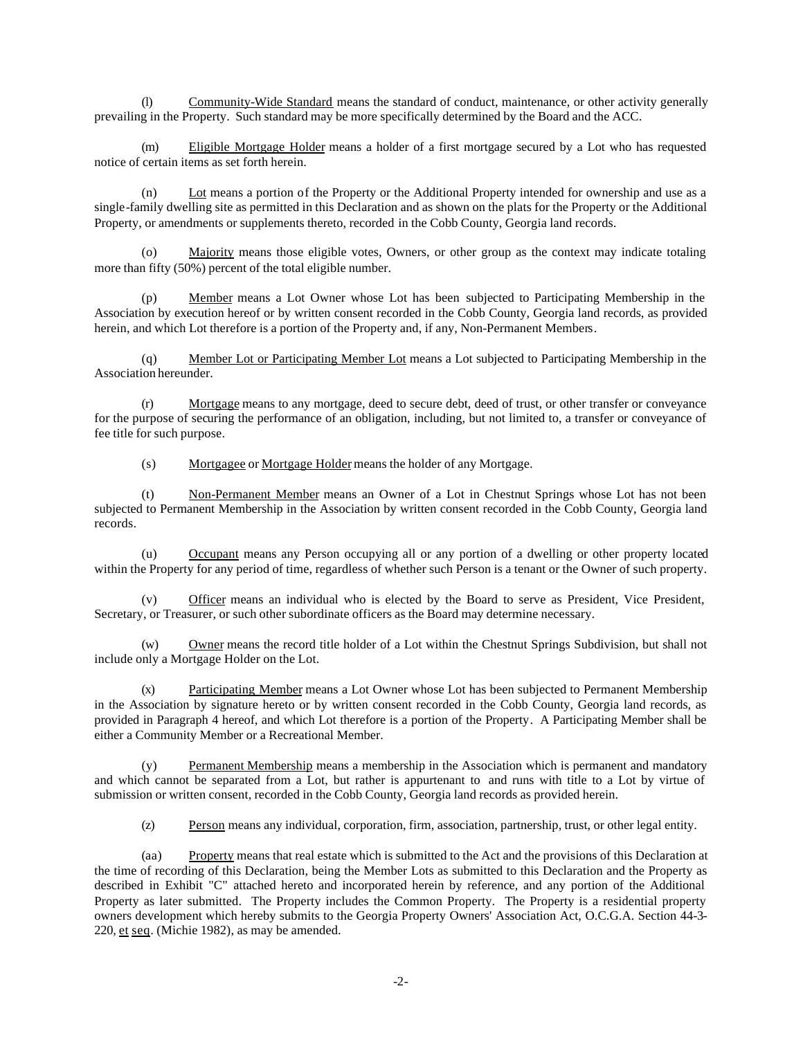(l) Community-Wide Standard means the standard of conduct, maintenance, or other activity generally prevailing in the Property. Such standard may be more specifically determined by the Board and the ACC.

(m) Eligible Mortgage Holder means a holder of a first mortgage secured by a Lot who has requested notice of certain items as set forth herein.

(n) Lot means a portion of the Property or the Additional Property intended for ownership and use as a single-family dwelling site as permitted in this Declaration and as shown on the plats for the Property or the Additional Property, or amendments or supplements thereto, recorded in the Cobb County, Georgia land records.

(o) Majority means those eligible votes, Owners, or other group as the context may indicate totaling more than fifty (50%) percent of the total eligible number.

(p) Member means a Lot Owner whose Lot has been subjected to Participating Membership in the Association by execution hereof or by written consent recorded in the Cobb County, Georgia land records, as provided herein, and which Lot therefore is a portion of the Property and, if any, Non-Permanent Members.

(q) Member Lot or Participating Member Lot means a Lot subjected to Participating Membership in the Association hereunder.

(r) Mortgage means to any mortgage, deed to secure debt, deed of trust, or other transfer or conveyance for the purpose of securing the performance of an obligation, including, but not limited to, a transfer or conveyance of fee title for such purpose.

(s) Mortgagee or Mortgage Holder means the holder of any Mortgage.

(t) Non-Permanent Member means an Owner of a Lot in Chestnut Springs whose Lot has not been subjected to Permanent Membership in the Association by written consent recorded in the Cobb County, Georgia land records.

(u) Occupant means any Person occupying all or any portion of a dwelling or other property located within the Property for any period of time, regardless of whether such Person is a tenant or the Owner of such property.

(v) Officer means an individual who is elected by the Board to serve as President, Vice President, Secretary, or Treasurer, or such other subordinate officers as the Board may determine necessary.

(w) Owner means the record title holder of a Lot within the Chestnut Springs Subdivision, but shall not include only a Mortgage Holder on the Lot.

(x) Participating Member means a Lot Owner whose Lot has been subjected to Permanent Membership in the Association by signature hereto or by written consent recorded in the Cobb County, Georgia land records, as provided in Paragraph 4 hereof, and which Lot therefore is a portion of the Property. A Participating Member shall be either a Community Member or a Recreational Member.

(y) Permanent Membership means a membership in the Association which is permanent and mandatory and which cannot be separated from a Lot, but rather is appurtenant to and runs with title to a Lot by virtue of submission or written consent, recorded in the Cobb County, Georgia land records as provided herein.

(z) Person means any individual, corporation, firm, association, partnership, trust, or other legal entity.

(aa) Property means that real estate which is submitted to the Act and the provisions of this Declaration at the time of recording of this Declaration, being the Member Lots as submitted to this Declaration and the Property as described in Exhibit "C" attached hereto and incorporated herein by reference, and any portion of the Additional Property as later submitted. The Property includes the Common Property. The Property is a residential property owners development which hereby submits to the Georgia Property Owners' Association Act, O.C.G.A. Section 44-3-220, et seq. (Michie 1982), as may be amended.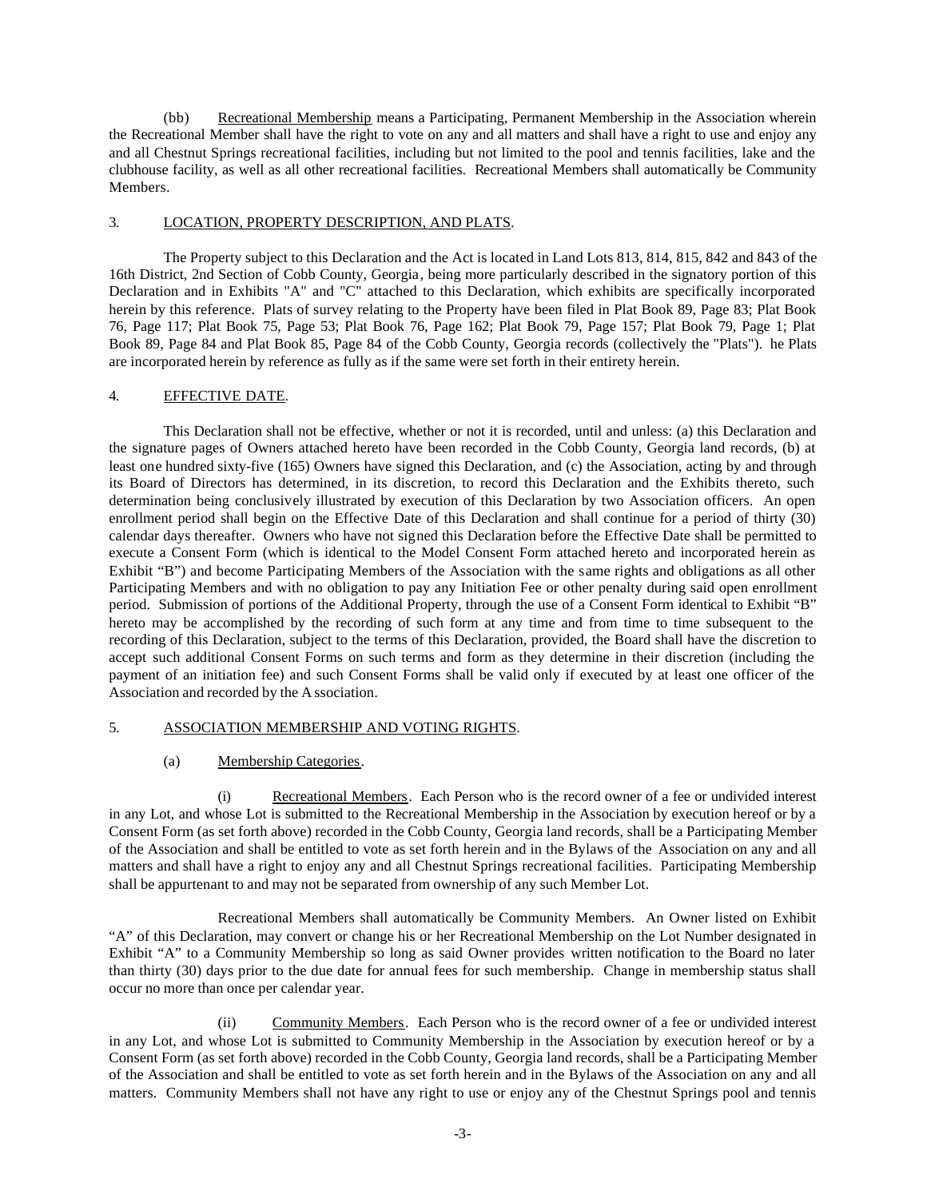(bb) Recreational Membership means a Participating, Permanent Membership in the Association wherein the Recreational Member shall have the right to vote on any and all matters and shall have a right to use and enjoy any and all Chestnut Springs recreational facilities, including but not limited to the pool and tennis facilities, lake and the clubhouse facility, as well as all other recreational facilities. Recreational Members shall automatically be Community Members.

3. LOCATION, PROPERTY DESCRIPTION, AND PLATS.

The Property subject to this Declaration and the Act is located in Land Lots 813, 814, 815, 842 and 843 of the 16th District, 2nd Section of Cobb County, Georgia, being more particularly described in the signatory portion of this Declaration and in Exhibits "A" and "C" attached to this Declaration, which exhibits are specifically incorporated herein by this reference. Plats of survey relating to the Property have been filed in Plat Book 89, Page 83; Plat Book 76, Page 117; Plat Book 75, Page 53; Plat Book 76, Page 162; Plat Book 79, Page 157; Plat Book 79, Page 1; Plat Book 89, Page 84 and Plat Book 85, Page 84 of the Cobb County, Georgia records (collectively the "Plats"). he Plats are incorporated herein by reference as fully as if the same were set forth in their entirety herein.

4. EFFECTIVE DATE.

This Declaration shall not be effective, whether or not it is recorded, until and unless: (a) this Declaration and the signature pages of Owners attached hereto have been recorded in the Cobb County, Georgia land records, (b) at least one hundred sixty-five (165) Owners have signed this Declaration, and (c) the Association, acting by and through its Board of Directors has determined, in its discretion, to record this Declaration and the Exhibits thereto, such determination being conclusively illustrated by execution of this Declaration by two Association officers. An open enrollment period shall begin on the Effective Date of this Declaration and shall continue for a period of thirty (30) calendar days thereafter. Owners who have not signed this Declaration before the Effective Date shall be permitted to execute a Consent Form (which is identical to the Model Consent Form attached hereto and incorporated herein as Exhibit "B") and become Participating Members of the Association with the same rights and obligations as all other Participating Members and with no obligation to pay any Initiation Fee or other penalty during said open enrollment period. Submission of portions of the Additional Property, through the use of a Consent Form identical to Exhibit "B" hereto may be accomplished by the recording of such form at any time and from time to time subsequent to the recording of this Declaration, subject to the terms of this Declaration, provided, the Board shall have the discretion to accept such additional Consent Forms on such terms and form as they determine in their discretion (including the payment of an initiation fee) and such Consent Forms shall be valid only if executed by at least one officer of the Association and recorded by the Association.

5. ASSOCIATION MEMBERSHIP AND VOTING RIGHTS.

(a) Membership Categories.

(i) Recreational Members. Each Person who is the record owner of a fee or undivided interest in any Lot, and whose Lot is submitted to the Recreational Membership in the Association by execution hereof or by a Consent Form (as set forth above) recorded in the Cobb County, Georgia land records, shall be a Participating Member of the Association and shall be entitled to vote as set forth herein and in the Bylaws of the Association on any and all matters and shall have a right to enjoy any and all Chestnut Springs recreational facilities. Participating Membership shall be appurtenant to and may not be separated from ownership of any such Member Lot.

Recreational Members shall automatically be Community Members. An Owner listed on Exhibit "A" of this Declaration, may convert or change his or her Recreational Membership on the Lot Number designated in Exhibit "A" to a Community Membership so long as said Owner provides written notification to the Board no later than thirty (30) days prior to the due date for annual fees for such membership. Change in membership status shall occur no more than once per calendar year.

(ii) Community Members. Each Person who is the record owner of a fee or undivided interest in any Lot, and whose Lot is submitted to Community Membership in the Association by execution hereof or by a Consent Form (as set forth above) recorded in the Cobb County, Georgia land records, shall be a Participating Member of the Association and shall be entitled to vote as set forth herein and in the Bylaws of the Association on any and all matters. Community Members shall not have any right to use or enjoy any of the Chestnut Springs pool and tennis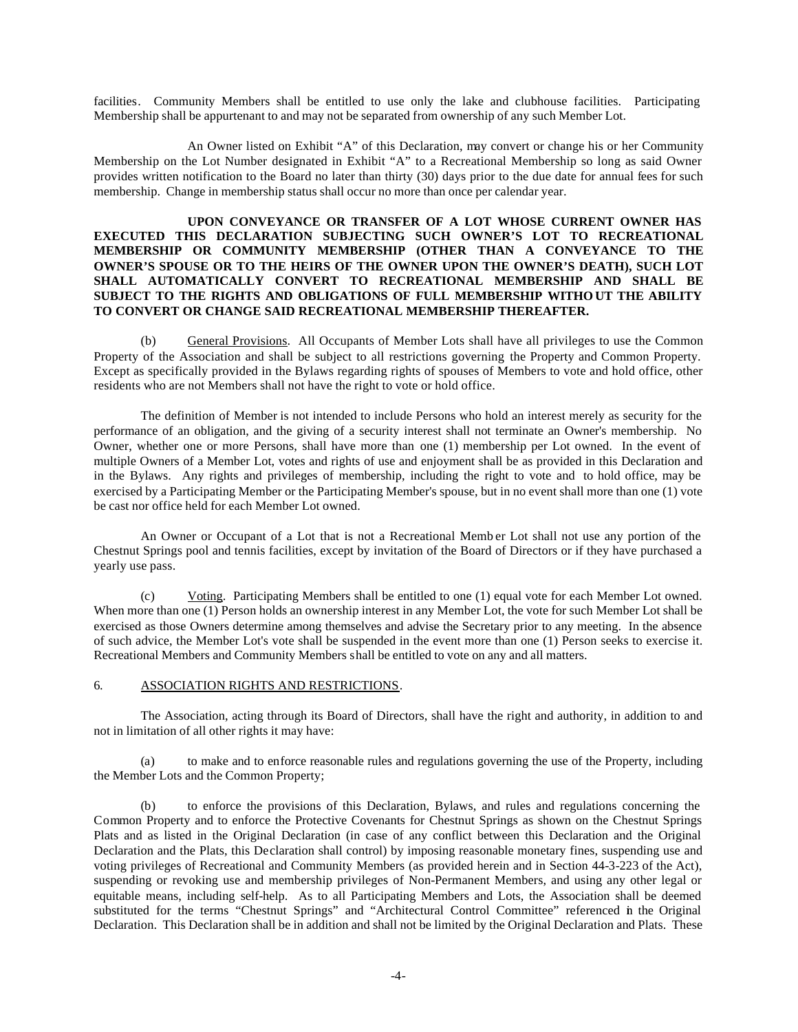facilities. Community Members shall be entitled to use only the lake and clubhouse facilities. Participating Membership shall be appurtenant to and may not be separated from ownership of any such Member Lot.

An Owner listed on Exhibit "A" of this Declaration, may convert or change his or her Community Membership on the Lot Number designated in Exhibit "A" to a Recreational Membership so long as said Owner provides written notification to the Board no later than thirty (30) days prior to the due date for annual fees for such membership. Change in membership status shall occur no more than once per calendar year.

**UPON CONVEYANCE OR TRANSFER OF A LOT WHOSE CURRENT OWNER HAS EXECUTED THIS DECLARATION SUBJECTING SUCH OWNER'S LOT TO RECREATIONAL MEMBERSHIP OR COMMUNITY MEMBERSHIP (OTHER THAN A CONVEYANCE TO THE OWNER'S SPOUSE OR TO THE HEIRS OF THE OWNER UPON THE OWNER'S DEATH), SUCH LOT SHALL AUTOMATICALLY CONVERT TO RECREATIONAL MEMBERSHIP AND SHALL BE SUBJECT TO THE RIGHTS AND OBLIGATIONS OF FULL MEMBERSHIP WITHOUT THE ABILITY TO CONVERT OR CHANGE SAID RECREATIONAL MEMBERSHIP THEREAFTER.**

(b) General Provisions. All Occupants of Member Lots shall have all privileges to use the Common Property of the Association and shall be subject to all restrictions governing the Property and Common Property. Except as specifically provided in the Bylaws regarding rights of spouses of Members to vote and hold office, other residents who are not Members shall not have the right to vote or hold office.

The definition of Member is not intended to include Persons who hold an interest merely as security for the performance of an obligation, and the giving of a security interest shall not terminate an Owner's membership. No Owner, whether one or more Persons, shall have more than one (1) membership per Lot owned. In the event of multiple Owners of a Member Lot, votes and rights of use and enjoyment shall be as provided in this Declaration and in the Bylaws. Any rights and privileges of membership, including the right to vote and to hold office, may be exercised by a Participating Member or the Participating Member's spouse, but in no event shall more than one (1) vote be cast nor office held for each Member Lot owned.

An Owner or Occupant of a Lot that is not a Recreational Member Lot shall not use any portion of the Chestnut Springs pool and tennis facilities, except by invitation of the Board of Directors or if they have purchased a yearly use pass.

(c) Voting. Participating Members shall be entitled to one (1) equal vote for each Member Lot owned. When more than one (1) Person holds an ownership interest in any Member Lot, the vote for such Member Lot shall be exercised as those Owners determine among themselves and advise the Secretary prior to any meeting. In the absence of such advice, the Member Lot's vote shall be suspended in the event more than one (1) Person seeks to exercise it. Recreational Members and Community Members shall be entitled to vote on any and all matters.

6. ASSOCIATION RIGHTS AND RESTRICTIONS.

The Association, acting through its Board of Directors, shall have the right and authority, in addition to and not in limitation of all other rights it may have:

(a) to make and to enforce reasonable rules and regulations governing the use of the Property, including the Member Lots and the Common Property;

(b) to enforce the provisions of this Declaration, Bylaws, and rules and regulations concerning the Common Property and to enforce the Protective Covenants for Chestnut Springs as shown on the Chestnut Springs Plats and as listed in the Original Declaration (in case of any conflict between this Declaration and the Original Declaration and the Plats, this Declaration shall control) by imposing reasonable monetary fines, suspending use and voting privileges of Recreational and Community Members (as provided herein and in Section 44-3-223 of the Act), suspending or revoking use and membership privileges of Non-Permanent Members, and using any other legal or equitable means, including self-help. As to all Participating Members and Lots, the Association shall be deemed substituted for the terms "Chestnut Springs" and "Architectural Control Committee" referenced in the Original Declaration. This Declaration shall be in addition and shall not be limited by the Original Declaration and Plats. These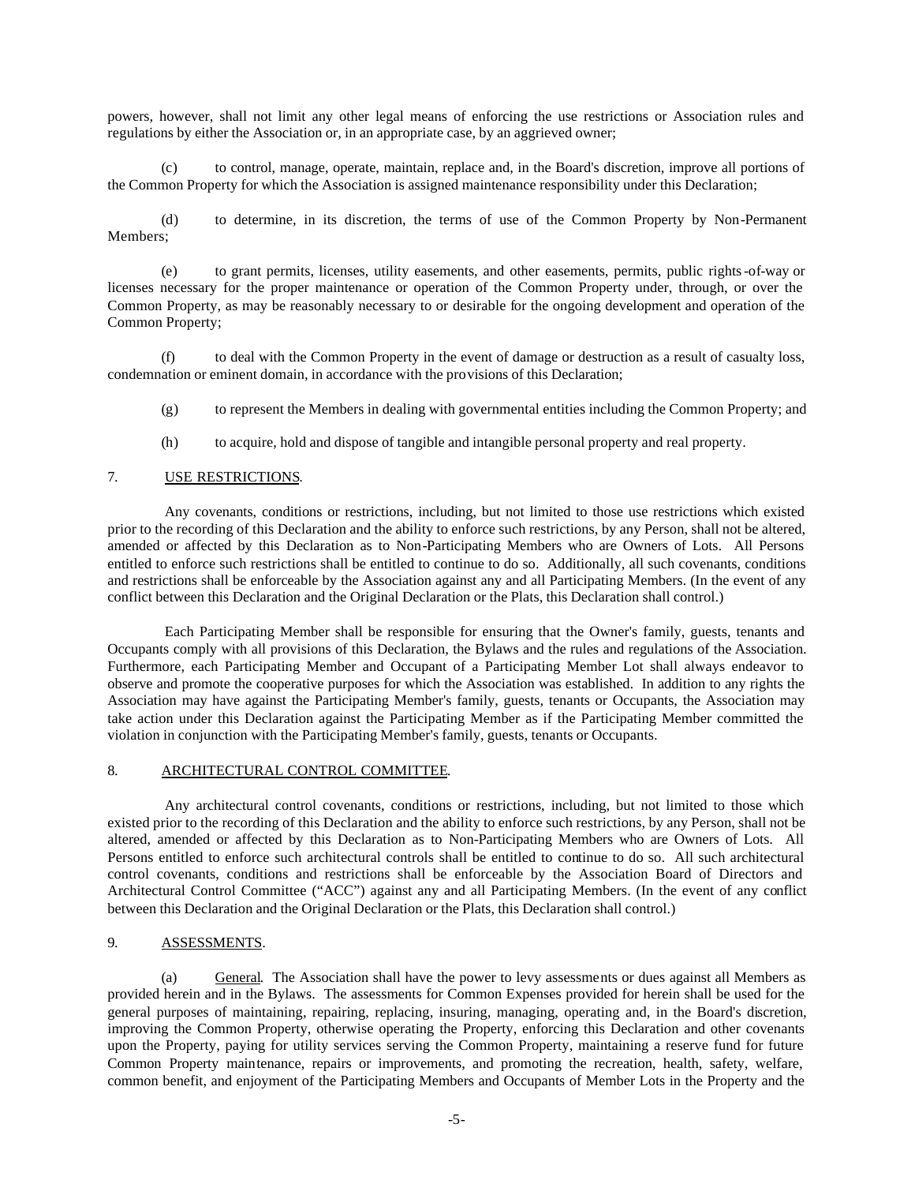powers, however, shall not limit any other legal means of enforcing the use restrictions or Association rules and regulations by either the Association or, in an appropriate case, by an aggrieved owner;

(c) to control, manage, operate, maintain, replace and, in the Board's discretion, improve all portions of the Common Property for which the Association is assigned maintenance responsibility under this Declaration;

(d) to determine, in its discretion, the terms of use of the Common Property by Non-Permanent Members;

(e) to grant permits, licenses, utility easements, and other easements, permits, public rights-of-way or licenses necessary for the proper maintenance or operation of the Common Property under, through, or over the Common Property, as may be reasonably necessary to or desirable for the ongoing development and operation of the Common Property;

(f) to deal with the Common Property in the event of damage or destruction as a result of casualty loss, condemnation or eminent domain, in accordance with the provisions of this Declaration;

(g) to represent the Members in dealing with governmental entities including the Common Property; and

(h) to acquire, hold and dispose of tangible and intangible personal property and real property.

## 7. USE RESTRICTIONS.

Any covenants, conditions or restrictions, including, but not limited to those use restrictions which existed prior to the recording of this Declaration and the ability to enforce such restrictions, by any Person, shall not be altered, amended or affected by this Declaration as to Non-Participating Members who are Owners of Lots. All Persons entitled to enforce such restrictions shall be entitled to continue to do so. Additionally, all such covenants, conditions and restrictions shall be enforceable by the Association against any and all Participating Members. (In the event of any conflict between this Declaration and the Original Declaration or the Plats, this Declaration shall control.)

Each Participating Member shall be responsible for ensuring that the Owner's family, guests, tenants and Occupants comply with all provisions of this Declaration, the Bylaws and the rules and regulations of the Association. Furthermore, each Participating Member and Occupant of a Participating Member Lot shall always endeavor to observe and promote the cooperative purposes for which the Association was established. In addition to any rights the Association may have against the Participating Member's family, guests, tenants or Occupants, the Association may take action under this Declaration against the Participating Member as if the Participating Member committed the violation in conjunction with the Participating Member's family, guests, tenants or Occupants.

## 8. ARCHITECTURAL CONTROL COMMITTEE.

Any architectural control covenants, conditions or restrictions, including, but not limited to those which existed prior to the recording of this Declaration and the ability to enforce such restrictions, by any Person, shall not be altered, amended or affected by this Declaration as to Non-Participating Members who are Owners of Lots. All Persons entitled to enforce such architectural controls shall be entitled to continue to do so. All such architectural control covenants, conditions and restrictions shall be enforceable by the Association Board of Directors and Architectural Control Committee ("ACC") against any and all Participating Members. (In the event of any conflict between this Declaration and the Original Declaration or the Plats, this Declaration shall control.)

## 9. ASSESSMENTS.

(a) General. The Association shall have the power to levy assessments or dues against all Members as provided herein and in the Bylaws. The assessments for Common Expenses provided for herein shall be used for the general purposes of maintaining, repairing, replacing, insuring, managing, operating and, in the Board's discretion, improving the Common Property, otherwise operating the Property, enforcing this Declaration and other covenants upon the Property, paying for utility services serving the Common Property, maintaining a reserve fund for future Common Property maintenance, repairs or improvements, and promoting the recreation, health, safety, welfare, common benefit, and enjoyment of the Participating Members and Occupants of Member Lots in the Property and the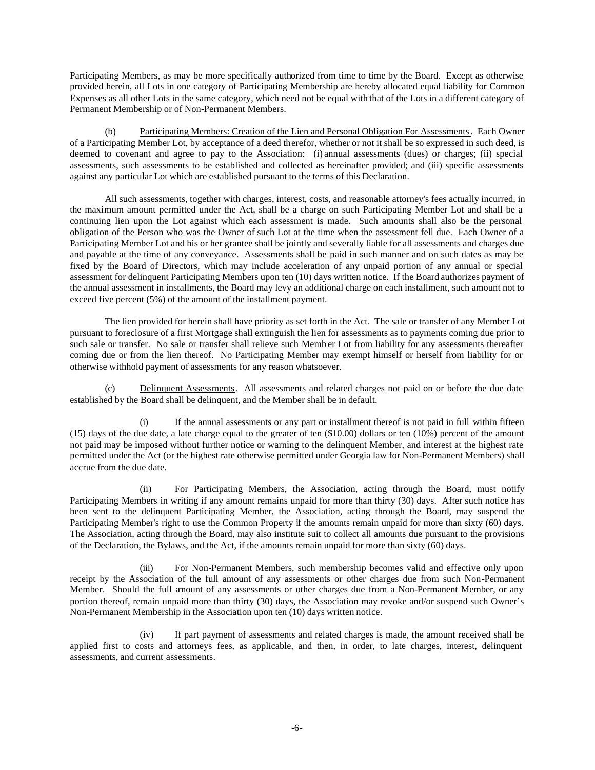Participating Members, as may be more specifically authorized from time to time by the Board. Except as otherwise provided herein, all Lots in one category of Participating Membership are hereby allocated equal liability for Common Expenses as all other Lots in the same category, which need not be equal with that of the Lots in a different category of Permanent Membership or of Non-Permanent Members.

(b) Participating Members: Creation of the Lien and Personal Obligation For Assessments. Each Owner of a Participating Member Lot, by acceptance of a deed therefor, whether or not it shall be so expressed in such deed, is deemed to covenant and agree to pay to the Association: (i) annual assessments (dues) or charges; (ii) special assessments, such assessments to be established and collected as hereinafter provided; and (iii) specific assessments against any particular Lot which are established pursuant to the terms of this Declaration.

All such assessments, together with charges, interest, costs, and reasonable attorney's fees actually incurred, in the maximum amount permitted under the Act, shall be a charge on such Participating Member Lot and shall be a continuing lien upon the Lot against which each assessment is made. Such amounts shall also be the personal obligation of the Person who was the Owner of such Lot at the time when the assessment fell due. Each Owner of a Participating Member Lot and his or her grantee shall be jointly and severally liable for all assessments and charges due and payable at the time of any conveyance. Assessments shall be paid in such manner and on such dates as may be fixed by the Board of Directors, which may include acceleration of any unpaid portion of any annual or special assessment for delinquent Participating Members upon ten (10) days written notice. If the Board authorizes payment of the annual assessment in installments, the Board may levy an additional charge on each installment, such amount not to exceed five percent (5%) of the amount of the installment payment.

The lien provided for herein shall have priority as set forth in the Act. The sale or transfer of any Member Lot pursuant to foreclosure of a first Mortgage shall extinguish the lien for assessments as to payments coming due prior to such sale or transfer. No sale or transfer shall relieve such Member Lot from liability for any assessments thereafter coming due or from the lien thereof. No Participating Member may exempt himself or herself from liability for or otherwise withhold payment of assessments for any reason whatsoever.

(c) Delinquent Assessments. All assessments and related charges not paid on or before the due date established by the Board shall be delinquent, and the Member shall be in default.

(i) If the annual assessments or any part or installment thereof is not paid in full within fifteen (15) days of the due date, a late charge equal to the greater of ten ($10.00) dollars or ten (10%) percent of the amount not paid may be imposed without further notice or warning to the delinquent Member, and interest at the highest rate permitted under the Act (or the highest rate otherwise permitted under Georgia law for Non-Permanent Members) shall accrue from the due date.

(ii) For Participating Members, the Association, acting through the Board, must notify Participating Members in writing if any amount remains unpaid for more than thirty (30) days. After such notice has been sent to the delinquent Participating Member, the Association, acting through the Board, may suspend the Participating Member's right to use the Common Property if the amounts remain unpaid for more than sixty (60) days. The Association, acting through the Board, may also institute suit to collect all amounts due pursuant to the provisions of the Declaration, the Bylaws, and the Act, if the amounts remain unpaid for more than sixty (60) days.

(iii) For Non-Permanent Members, such membership becomes valid and effective only upon receipt by the Association of the full amount of any assessments or other charges due from such Non-Permanent Member. Should the full amount of any assessments or other charges due from a Non-Permanent Member, or any portion thereof, remain unpaid more than thirty (30) days, the Association may revoke and/or suspend such Owner's Non-Permanent Membership in the Association upon ten (10) days written notice.

(iv) If part payment of assessments and related charges is made, the amount received shall be applied first to costs and attorneys fees, as applicable, and then, in order, to late charges, interest, delinquent assessments, and current assessments.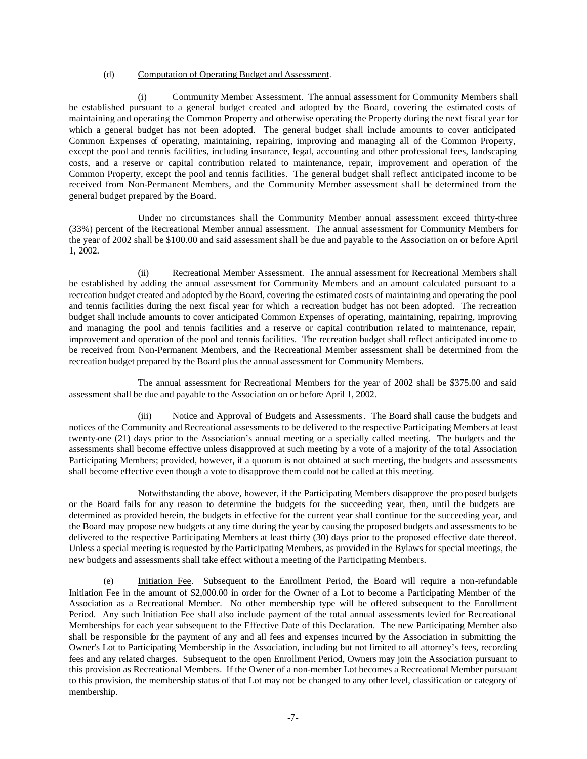(d) Computation of Operating Budget and Assessment.

(i) Community Member Assessment. The annual assessment for Community Members shall be established pursuant to a general budget created and adopted by the Board, covering the estimated costs of maintaining and operating the Common Property and otherwise operating the Property during the next fiscal year for which a general budget has not been adopted. The general budget shall include amounts to cover anticipated Common Expenses of operating, maintaining, repairing, improving and managing all of the Common Property, except the pool and tennis facilities, including insurance, legal, accounting and other professional fees, landscaping costs, and a reserve or capital contribution related to maintenance, repair, improvement and operation of the Common Property, except the pool and tennis facilities. The general budget shall reflect anticipated income to be received from Non-Permanent Members, and the Community Member assessment shall be determined from the general budget prepared by the Board.

Under no circumstances shall the Community Member annual assessment exceed thirty-three (33%) percent of the Recreational Member annual assessment. The annual assessment for Community Members for the year of 2002 shall be $100.00 and said assessment shall be due and payable to the Association on or before April 1, 2002.

(ii) Recreational Member Assessment. The annual assessment for Recreational Members shall be established by adding the annual assessment for Community Members and an amount calculated pursuant to a recreation budget created and adopted by the Board, covering the estimated costs of maintaining and operating the pool and tennis facilities during the next fiscal year for which a recreation budget has not been adopted. The recreation budget shall include amounts to cover anticipated Common Expenses of operating, maintaining, repairing, improving and managing the pool and tennis facilities and a reserve or capital contribution related to maintenance, repair, improvement and operation of the pool and tennis facilities. The recreation budget shall reflect anticipated income to be received from Non-Permanent Members, and the Recreational Member assessment shall be determined from the recreation budget prepared by the Board plus the annual assessment for Community Members.

The annual assessment for Recreational Members for the year of 2002 shall be $375.00 and said assessment shall be due and payable to the Association on or before April 1, 2002.

(iii) Notice and Approval of Budgets and Assessments. The Board shall cause the budgets and notices of the Community and Recreational assessments to be delivered to the respective Participating Members at least twenty-one (21) days prior to the Association's annual meeting or a specially called meeting. The budgets and the assessments shall become effective unless disapproved at such meeting by a vote of a majority of the total Association Participating Members; provided, however, if a quorum is not obtained at such meeting, the budgets and assessments shall become effective even though a vote to disapprove them could not be called at this meeting.

Notwithstanding the above, however, if the Participating Members disapprove the proposed budgets or the Board fails for any reason to determine the budgets for the succeeding year, then, until the budgets are determined as provided herein, the budgets in effective for the current year shall continue for the succeeding year, and the Board may propose new budgets at any time during the year by causing the proposed budgets and assessments to be delivered to the respective Participating Members at least thirty (30) days prior to the proposed effective date thereof. Unless a special meeting is requested by the Participating Members, as provided in the Bylaws for special meetings, the new budgets and assessments shall take effect without a meeting of the Participating Members.

(e) Initiation Fee. Subsequent to the Enrollment Period, the Board will require a non-refundable Initiation Fee in the amount of $2,000.00 in order for the Owner of a Lot to become a Participating Member of the Association as a Recreational Member. No other membership type will be offered subsequent to the Enrollment Period. Any such Initiation Fee shall also include payment of the total annual assessments levied for Recreational Memberships for each year subsequent to the Effective Date of this Declaration. The new Participating Member also shall be responsible for the payment of any and all fees and expenses incurred by the Association in submitting the Owner's Lot to Participating Membership in the Association, including but not limited to all attorney's fees, recording fees and any related charges. Subsequent to the open Enrollment Period, Owners may join the Association pursuant to this provision as Recreational Members. If the Owner of a non-member Lot becomes a Recreational Member pursuant to this provision, the membership status of that Lot may not be changed to any other level, classification or category of membership.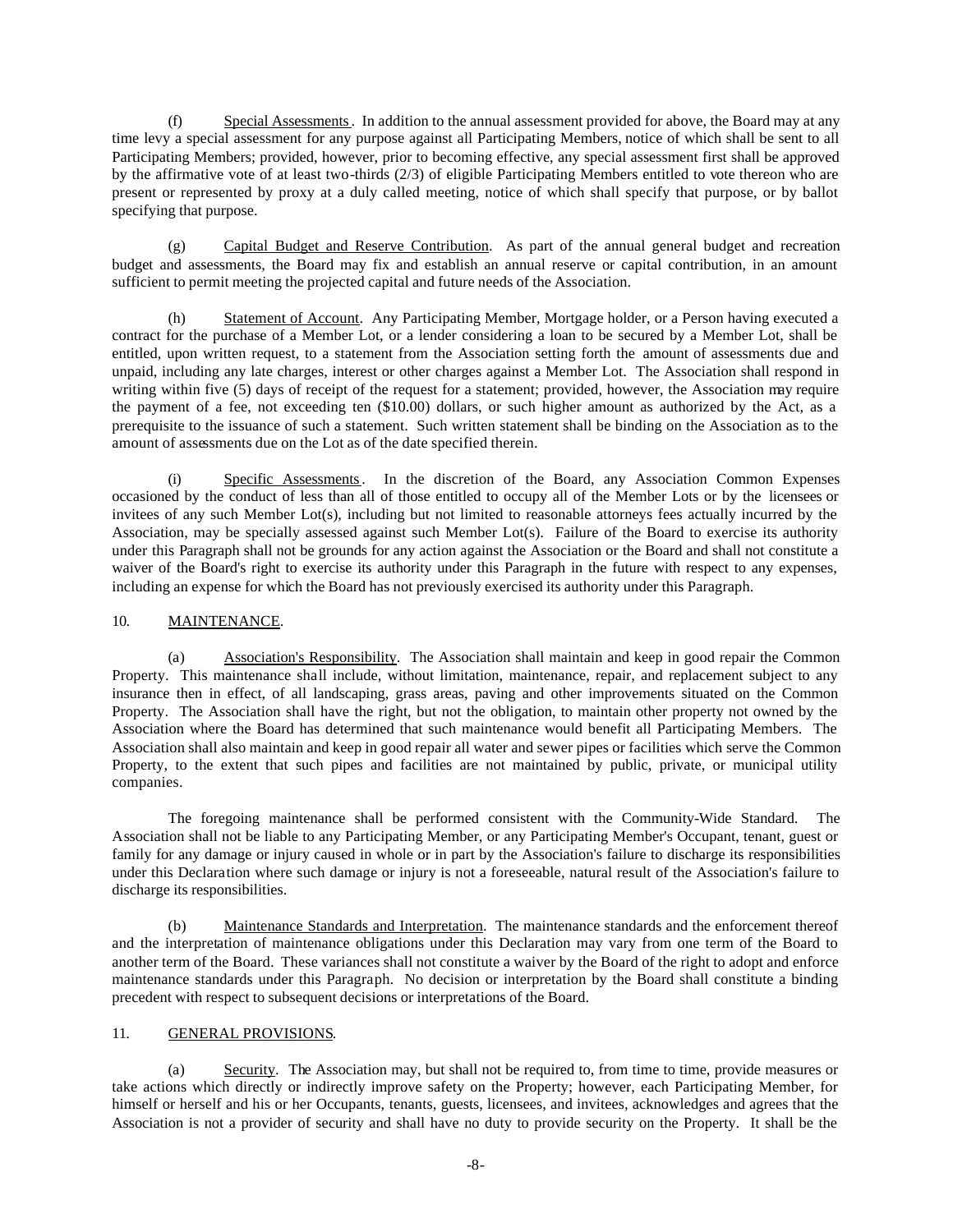(f) Special Assessments. In addition to the annual assessment provided for above, the Board may at any time levy a special assessment for any purpose against all Participating Members, notice of which shall be sent to all Participating Members; provided, however, prior to becoming effective, any special assessment first shall be approved by the affirmative vote of at least two-thirds (2/3) of eligible Participating Members entitled to vote thereon who are present or represented by proxy at a duly called meeting, notice of which shall specify that purpose, or by ballot specifying that purpose.

(g) Capital Budget and Reserve Contribution. As part of the annual general budget and recreation budget and assessments, the Board may fix and establish an annual reserve or capital contribution, in an amount sufficient to permit meeting the projected capital and future needs of the Association.

(h) Statement of Account. Any Participating Member, Mortgage holder, or a Person having executed a contract for the purchase of a Member Lot, or a lender considering a loan to be secured by a Member Lot, shall be entitled, upon written request, to a statement from the Association setting forth the amount of assessments due and unpaid, including any late charges, interest or other charges against a Member Lot. The Association shall respond in writing within five (5) days of receipt of the request for a statement; provided, however, the Association may require the payment of a fee, not exceeding ten ($10.00) dollars, or such higher amount as authorized by the Act, as a prerequisite to the issuance of such a statement. Such written statement shall be binding on the Association as to the amount of assessments due on the Lot as of the date specified therein.

(i) Specific Assessments. In the discretion of the Board, any Association Common Expenses occasioned by the conduct of less than all of those entitled to occupy all of the Member Lots or by the licensees or invitees of any such Member Lot(s), including but not limited to reasonable attorneys fees actually incurred by the Association, may be specially assessed against such Member Lot(s). Failure of the Board to exercise its authority under this Paragraph shall not be grounds for any action against the Association or the Board and shall not constitute a waiver of the Board's right to exercise its authority under this Paragraph in the future with respect to any expenses, including an expense for which the Board has not previously exercised its authority under this Paragraph.

## 10. MAINTENANCE.

(a) Association's Responsibility. The Association shall maintain and keep in good repair the Common Property. This maintenance shall include, without limitation, maintenance, repair, and replacement subject to any insurance then in effect, of all landscaping, grass areas, paving and other improvements situated on the Common Property. The Association shall have the right, but not the obligation, to maintain other property not owned by the Association where the Board has determined that such maintenance would benefit all Participating Members. The Association shall also maintain and keep in good repair all water and sewer pipes or facilities which serve the Common Property, to the extent that such pipes and facilities are not maintained by public, private, or municipal utility companies.

The foregoing maintenance shall be performed consistent with the Community-Wide Standard. The Association shall not be liable to any Participating Member, or any Participating Member's Occupant, tenant, guest or family for any damage or injury caused in whole or in part by the Association's failure to discharge its responsibilities under this Declaration where such damage or injury is not a foreseeable, natural result of the Association's failure to discharge its responsibilities.

(b) Maintenance Standards and Interpretation. The maintenance standards and the enforcement thereof and the interpretation of maintenance obligations under this Declaration may vary from one term of the Board to another term of the Board. These variances shall not constitute a waiver by the Board of the right to adopt and enforce maintenance standards under this Paragraph. No decision or interpretation by the Board shall constitute a binding precedent with respect to subsequent decisions or interpretations of the Board.

## 11. GENERAL PROVISIONS.

(a) Security. The Association may, but shall not be required to, from time to time, provide measures or take actions which directly or indirectly improve safety on the Property; however, each Participating Member, for himself or herself and his or her Occupants, tenants, guests, licensees, and invitees, acknowledges and agrees that the Association is not a provider of security and shall have no duty to provide security on the Property. It shall be the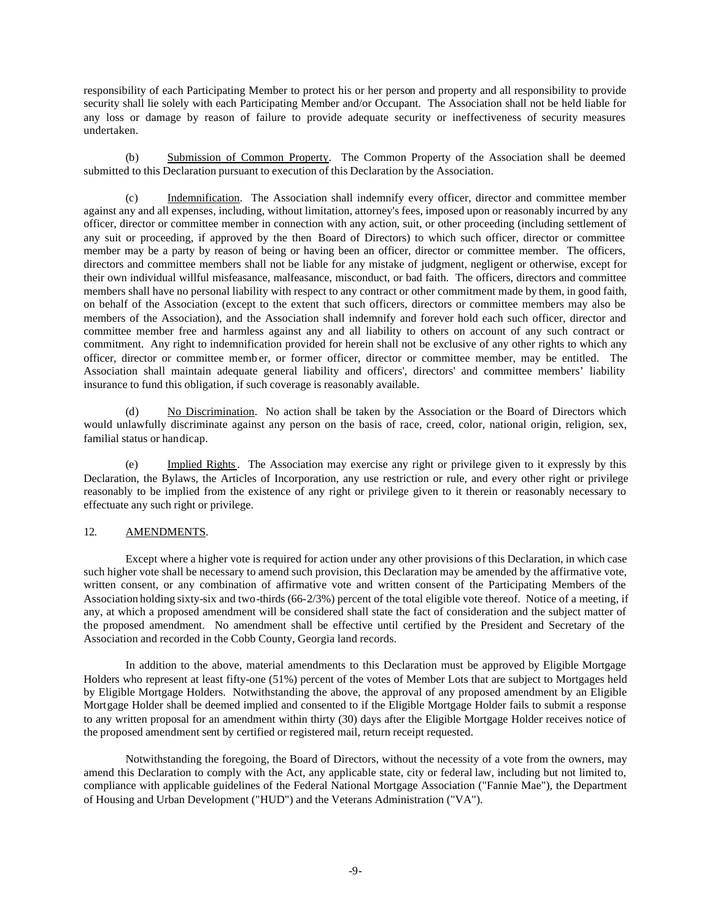responsibility of each Participating Member to protect his or her person and property and all responsibility to provide security shall lie solely with each Participating Member and/or Occupant. The Association shall not be held liable for any loss or damage by reason of failure to provide adequate security or ineffectiveness of security measures undertaken.

(b) Submission of Common Property. The Common Property of the Association shall be deemed submitted to this Declaration pursuant to execution of this Declaration by the Association.

(c) Indemnification. The Association shall indemnify every officer, director and committee member against any and all expenses, including, without limitation, attorney's fees, imposed upon or reasonably incurred by any officer, director or committee member in connection with any action, suit, or other proceeding (including settlement of any suit or proceeding, if approved by the then Board of Directors) to which such officer, director or committee member may be a party by reason of being or having been an officer, director or committee member. The officers, directors and committee members shall not be liable for any mistake of judgment, negligent or otherwise, except for their own individual willful misfeasance, malfeasance, misconduct, or bad faith. The officers, directors and committee members shall have no personal liability with respect to any contract or other commitment made by them, in good faith, on behalf of the Association (except to the extent that such officers, directors or committee members may also be members of the Association), and the Association shall indemnify and forever hold each such officer, director and committee member free and harmless against any and all liability to others on account of any such contract or commitment. Any right to indemnification provided for herein shall not be exclusive of any other rights to which any officer, director or committee member, or former officer, director or committee member, may be entitled. The Association shall maintain adequate general liability and officers', directors' and committee members' liability insurance to fund this obligation, if such coverage is reasonably available.

(d) No Discrimination. No action shall be taken by the Association or the Board of Directors which would unlawfully discriminate against any person on the basis of race, creed, color, national origin, religion, sex, familial status or handicap.

(e) Implied Rights. The Association may exercise any right or privilege given to it expressly by this Declaration, the Bylaws, the Articles of Incorporation, any use restriction or rule, and every other right or privilege reasonably to be implied from the existence of any right or privilege given to it therein or reasonably necessary to effectuate any such right or privilege.

## 12. AMENDMENTS.

Except where a higher vote is required for action under any other provisions of this Declaration, in which case such higher vote shall be necessary to amend such provision, this Declaration may be amended by the affirmative vote, written consent, or any combination of affirmative vote and written consent of the Participating Members of the Association holding sixty-six and two-thirds (66-2/3%) percent of the total eligible vote thereof. Notice of a meeting, if any, at which a proposed amendment will be considered shall state the fact of consideration and the subject matter of the proposed amendment. No amendment shall be effective until certified by the President and Secretary of the Association and recorded in the Cobb County, Georgia land records.

In addition to the above, material amendments to this Declaration must be approved by Eligible Mortgage Holders who represent at least fifty-one (51%) percent of the votes of Member Lots that are subject to Mortgages held by Eligible Mortgage Holders. Notwithstanding the above, the approval of any proposed amendment by an Eligible Mortgage Holder shall be deemed implied and consented to if the Eligible Mortgage Holder fails to submit a response to any written proposal for an amendment within thirty (30) days after the Eligible Mortgage Holder receives notice of the proposed amendment sent by certified or registered mail, return receipt requested.

Notwithstanding the foregoing, the Board of Directors, without the necessity of a vote from the owners, may amend this Declaration to comply with the Act, any applicable state, city or federal law, including but not limited to, compliance with applicable guidelines of the Federal National Mortgage Association ("Fannie Mae"), the Department of Housing and Urban Development ("HUD") and the Veterans Administration ("VA").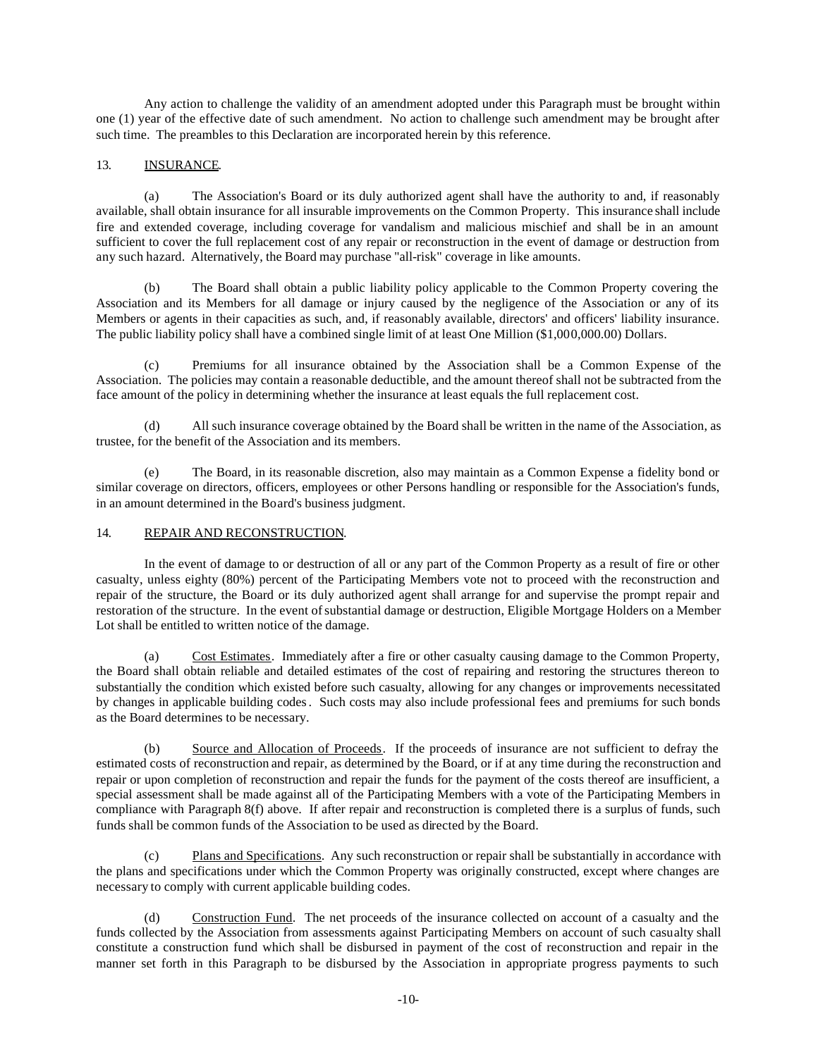Any action to challenge the validity of an amendment adopted under this Paragraph must be brought within one (1) year of the effective date of such amendment. No action to challenge such amendment may be brought after such time. The preambles to this Declaration are incorporated herein by this reference.

13. INSURANCE.

(a) The Association's Board or its duly authorized agent shall have the authority to and, if reasonably available, shall obtain insurance for all insurable improvements on the Common Property. This insurance shall include fire and extended coverage, including coverage for vandalism and malicious mischief and shall be in an amount sufficient to cover the full replacement cost of any repair or reconstruction in the event of damage or destruction from any such hazard. Alternatively, the Board may purchase "all-risk" coverage in like amounts.

(b) The Board shall obtain a public liability policy applicable to the Common Property covering the Association and its Members for all damage or injury caused by the negligence of the Association or any of its Members or agents in their capacities as such, and, if reasonably available, directors' and officers' liability insurance. The public liability policy shall have a combined single limit of at least One Million ($1,000,000.00) Dollars.

(c) Premiums for all insurance obtained by the Association shall be a Common Expense of the Association. The policies may contain a reasonable deductible, and the amount thereof shall not be subtracted from the face amount of the policy in determining whether the insurance at least equals the full replacement cost.

(d) All such insurance coverage obtained by the Board shall be written in the name of the Association, as trustee, for the benefit of the Association and its members.

(e) The Board, in its reasonable discretion, also may maintain as a Common Expense a fidelity bond or similar coverage on directors, officers, employees or other Persons handling or responsible for the Association's funds, in an amount determined in the Board's business judgment.

14. REPAIR AND RECONSTRUCTION.

In the event of damage to or destruction of all or any part of the Common Property as a result of fire or other casualty, unless eighty (80%) percent of the Participating Members vote not to proceed with the reconstruction and repair of the structure, the Board or its duly authorized agent shall arrange for and supervise the prompt repair and restoration of the structure. In the event of substantial damage or destruction, Eligible Mortgage Holders on a Member Lot shall be entitled to written notice of the damage.

(a) Cost Estimates. Immediately after a fire or other casualty causing damage to the Common Property, the Board shall obtain reliable and detailed estimates of the cost of repairing and restoring the structures thereon to substantially the condition which existed before such casualty, allowing for any changes or improvements necessitated by changes in applicable building codes. Such costs may also include professional fees and premiums for such bonds as the Board determines to be necessary.

(b) Source and Allocation of Proceeds. If the proceeds of insurance are not sufficient to defray the estimated costs of reconstruction and repair, as determined by the Board, or if at any time during the reconstruction and repair or upon completion of reconstruction and repair the funds for the payment of the costs thereof are insufficient, a special assessment shall be made against all of the Participating Members with a vote of the Participating Members in compliance with Paragraph 8(f) above. If after repair and reconstruction is completed there is a surplus of funds, such funds shall be common funds of the Association to be used as directed by the Board.

(c) Plans and Specifications. Any such reconstruction or repair shall be substantially in accordance with the plans and specifications under which the Common Property was originally constructed, except where changes are necessary to comply with current applicable building codes.

(d) Construction Fund. The net proceeds of the insurance collected on account of a casualty and the funds collected by the Association from assessments against Participating Members on account of such casualty shall constitute a construction fund which shall be disbursed in payment of the cost of reconstruction and repair in the manner set forth in this Paragraph to be disbursed by the Association in appropriate progress payments to such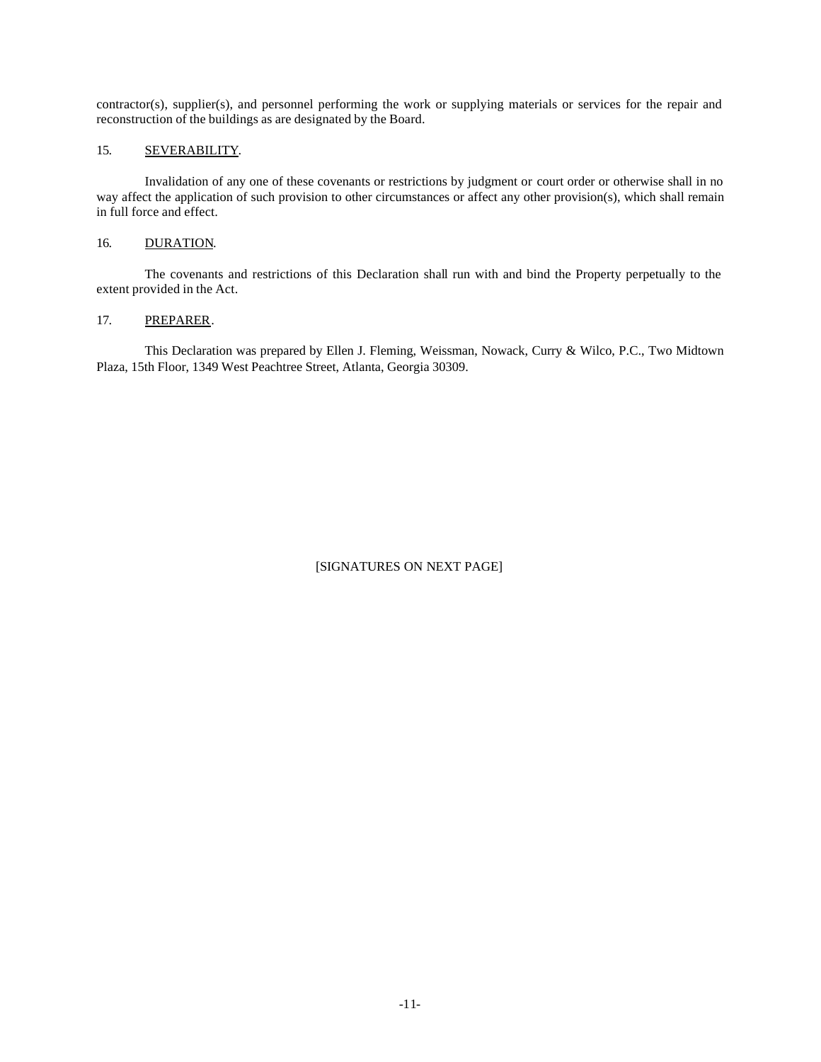contractor(s), supplier(s), and personnel performing the work or supplying materials or services for the repair and reconstruction of the buildings as are designated by the Board.

## 15. SEVERABILITY.

Invalidation of any one of these covenants or restrictions by judgment or court order or otherwise shall in no way affect the application of such provision to other circumstances or affect any other provision(s), which shall remain in full force and effect.

## 16. DURATION.

The covenants and restrictions of this Declaration shall run with and bind the Property perpetually to the extent provided in the Act.

## 17. PREPARER.

This Declaration was prepared by Ellen J. Fleming, Weissman, Nowack, Curry & Wilco, P.C., Two Midtown Plaza, 15th Floor, 1349 West Peachtree Street, Atlanta, Georgia 30309.

[SIGNATURES ON NEXT PAGE]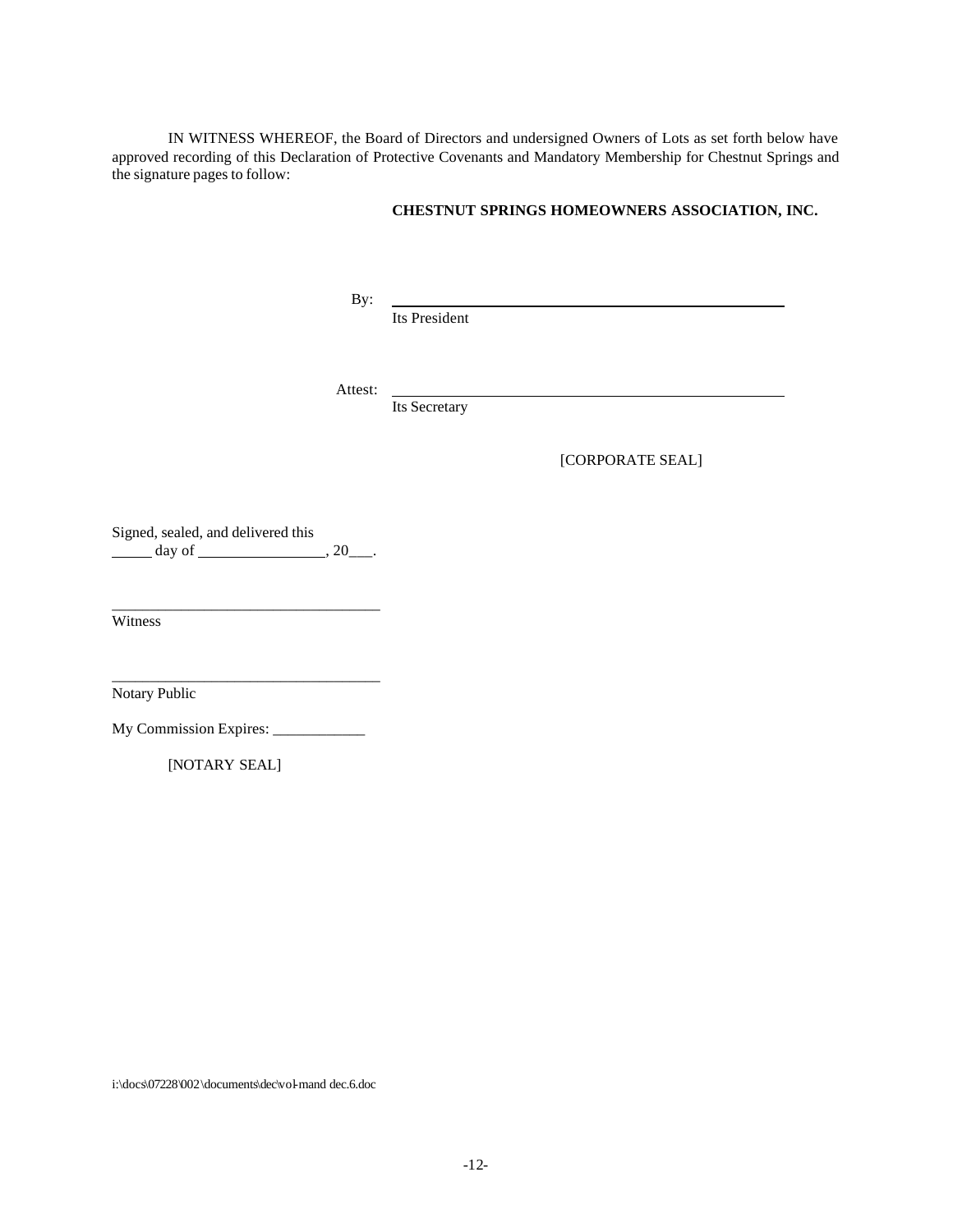IN WITNESS WHEREOF, the Board of Directors and undersigned Owners of Lots as set forth below have approved recording of this Declaration of Protective Covenants and Mandatory Membership for Chestnut Springs and the signature pages to follow:

**CHESTNUT SPRINGS HOMEOWNERS ASSOCIATION, INC.**

By: \_\_\_\_\_\_\_\_\_\_\_\_\_\_\_\_\_\_\_\_\_\_\_\_\_\_\_\_\_\_\_\_\_\_\_\_\_\_\_\_
Its President

Attest: \_\_\_\_\_\_\_\_\_\_\_\_\_\_\_\_\_\_\_\_\_\_\_\_\_\_\_\_\_\_\_\_\_\_\_\_\_\_\_\_
Its Secretary

[CORPORATE SEAL]

Signed, sealed, and delivered this
\_\_\_\_\_ day of \_\_\_\_\_\_\_\_\_\_\_\_\_\_\_\_, 20\_\_\_.

\_\_\_\_\_\_\_\_\_\_\_\_\_\_\_\_\_\_\_\_\_\_\_\_\_\_\_\_\_\_\_\_\_\_\_
Witness

\_\_\_\_\_\_\_\_\_\_\_\_\_\_\_\_\_\_\_\_\_\_\_\_\_\_\_\_\_\_\_\_\_\_\_
Notary Public

My Commission Expires: \_\_\_\_\_\_\_\_\_\_\_\_

[NOTARY SEAL]

i:\docs\07228\002\documents\dec\vol-mand dec.6.doc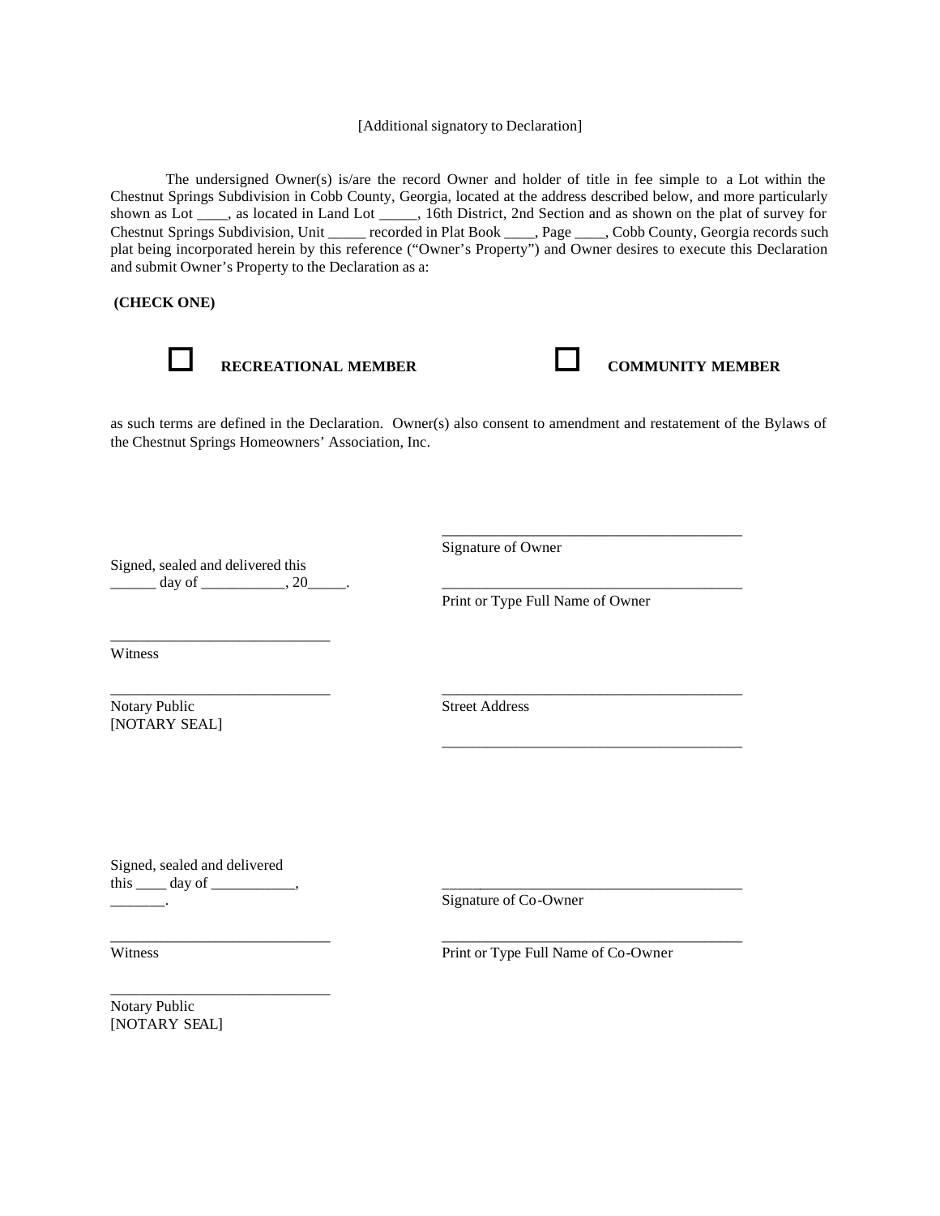[Additional signatory to Declaration]

The undersigned Owner(s) is/are the record Owner and holder of title in fee simple to a Lot within the Chestnut Springs Subdivision in Cobb County, Georgia, located at the address described below, and more particularly shown as Lot ____, as located in Land Lot _____, 16th District, 2nd Section and as shown on the plat of survey for Chestnut Springs Subdivision, Unit _____ recorded in Plat Book ____, Page ____, Cobb County, Georgia records such plat being incorporated herein by this reference ("Owner's Property") and Owner desires to execute this Declaration and submit Owner's Property to the Declaration as a:

**(CHECK ONE)**

☐ **RECREATIONAL MEMBER** ☐ **COMMUNITY MEMBER**

as such terms are defined in the Declaration. Owner(s) also consent to amendment and restatement of the Bylaws of the Chestnut Springs Homeowners' Association, Inc.

________________________________________
Signature of Owner

Signed, sealed and delivered this
______ day of ___________, 20_____.

________________________________________
Print or Type Full Name of Owner

_____________________________
Witness

_____________________________
Notary Public
[NOTARY SEAL]

________________________________________
Street Address

________________________________________

Signed, sealed and delivered
this ____ day of ___________,
_______.

________________________________________
Signature of Co-Owner

_____________________________
Witness

________________________________________
Print or Type Full Name of Co-Owner

_____________________________
Notary Public
[NOTARY SEAL]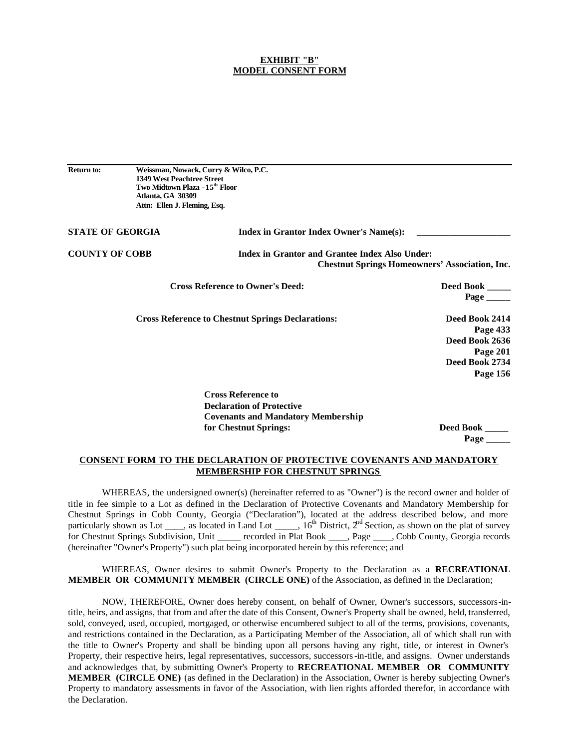**EXHIBIT "B"**
**MODEL CONSENT FORM**

---

**Return to:** **Weissman, Nowack, Curry & Wilco, P.C.**
**1349 West Peachtree Street**
**Two Midtown Plaza - 15th Floor**
**Atlanta, GA 30309**
**Attn: Ellen J. Fleming, Esq.**

**STATE OF GEORGIA** **Index in Grantor Index Owner's Name(s):** ____________________

**COUNTY OF COBB** **Index in Grantor and Grantee Index Also Under:**
**Chestnut Springs Homeowners' Association, Inc.**

**Cross Reference to Owner's Deed:** **Deed Book _____**
**Page _____**

**Cross Reference to Chestnut Springs Declarations:** **Deed Book 2414**
**Page 433**
**Deed Book 2636**
**Page 201**
**Deed Book 2734**
**Page 156**

**Cross Reference to**
**Declaration of Protective**
**Covenants and Mandatory Membership**
**for Chestnut Springs:** **Deed Book _____**
**Page _____**

**CONSENT FORM TO THE DECLARATION OF PROTECTIVE COVENANTS AND MANDATORY MEMBERSHIP FOR CHESTNUT SPRINGS**

WHEREAS, the undersigned owner(s) (hereinafter referred to as "Owner") is the record owner and holder of title in fee simple to a Lot as defined in the Declaration of Protective Covenants and Mandatory Membership for Chestnut Springs in Cobb County, Georgia ("Declaration"), located at the address described below, and more particularly shown as Lot ____, as located in Land Lot _____, 16th District, 2nd Section, as shown on the plat of survey for Chestnut Springs Subdivision, Unit _____ recorded in Plat Book ____, Page ____, Cobb County, Georgia records (hereinafter "Owner's Property") such plat being incorporated herein by this reference; and

WHEREAS, Owner desires to submit Owner's Property to the Declaration as a **RECREATIONAL MEMBER OR COMMUNITY MEMBER (CIRCLE ONE)** of the Association, as defined in the Declaration;

NOW, THEREFORE, Owner does hereby consent, on behalf of Owner, Owner's successors, successors-in-title, heirs, and assigns, that from and after the date of this Consent, Owner's Property shall be owned, held, transferred, sold, conveyed, used, occupied, mortgaged, or otherwise encumbered subject to all of the terms, provisions, covenants, and restrictions contained in the Declaration, as a Participating Member of the Association, all of which shall run with the title to Owner's Property and shall be binding upon all persons having any right, title, or interest in Owner's Property, their respective heirs, legal representatives, successors, successors-in-title, and assigns. Owner understands and acknowledges that, by submitting Owner's Property to **RECREATIONAL MEMBER OR COMMUNITY MEMBER (CIRCLE ONE)** (as defined in the Declaration) in the Association, Owner is hereby subjecting Owner's Property to mandatory assessments in favor of the Association, with lien rights afforded therefor, in accordance with the Declaration.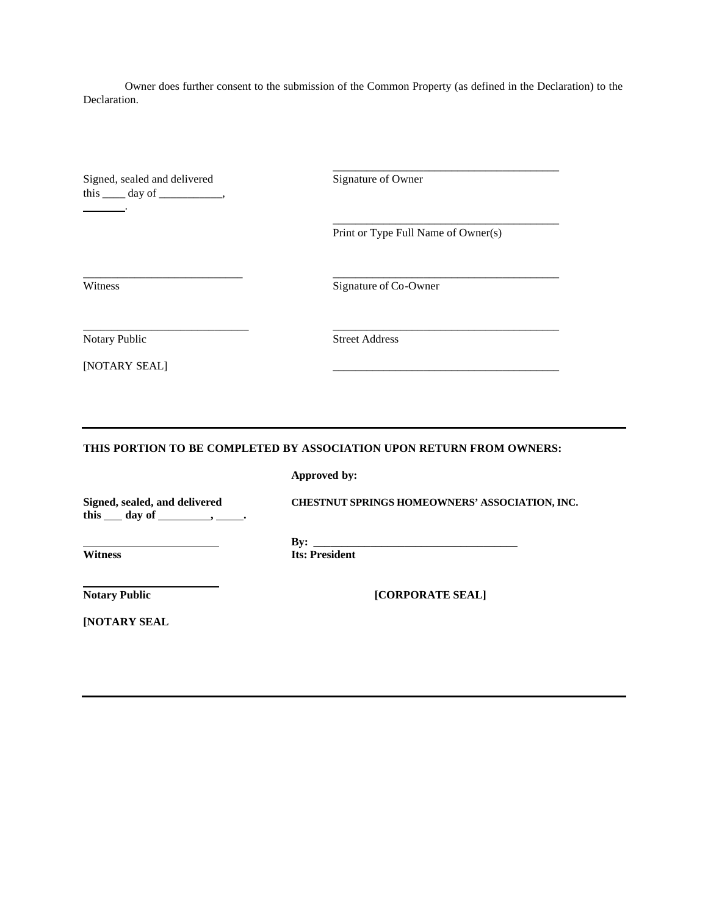Owner does further consent to the submission of the Common Property (as defined in the Declaration) to the Declaration.

| | |
|---|---|
| Signed, sealed and delivered this ____ day of ___________, _______. | ________________________________________ Signature of Owner |
| | ________________________________________ Print or Type Full Name of Owner(s) |
| ____________________________ Witness | ________________________________________ Signature of Co-Owner |
| ____________________________ Notary Public | ________________________________________ Street Address |
| [NOTARY SEAL] | ________________________________________ |

---

**THIS PORTION TO BE COMPLETED BY ASSOCIATION UPON RETURN FROM OWNERS:**

**Approved by:**

| | |
|---|---|
| **Signed, sealed, and delivered this ___ day of _________, _____.** | **CHESTNUT SPRINGS HOMEOWNERS' ASSOCIATION, INC.** |
| ________________________ **Witness** | **By: ____________________________________ Its: President** |
| ________________________ **Notary Public** | **[CORPORATE SEAL]** |
| **[NOTARY SEAL** | |

---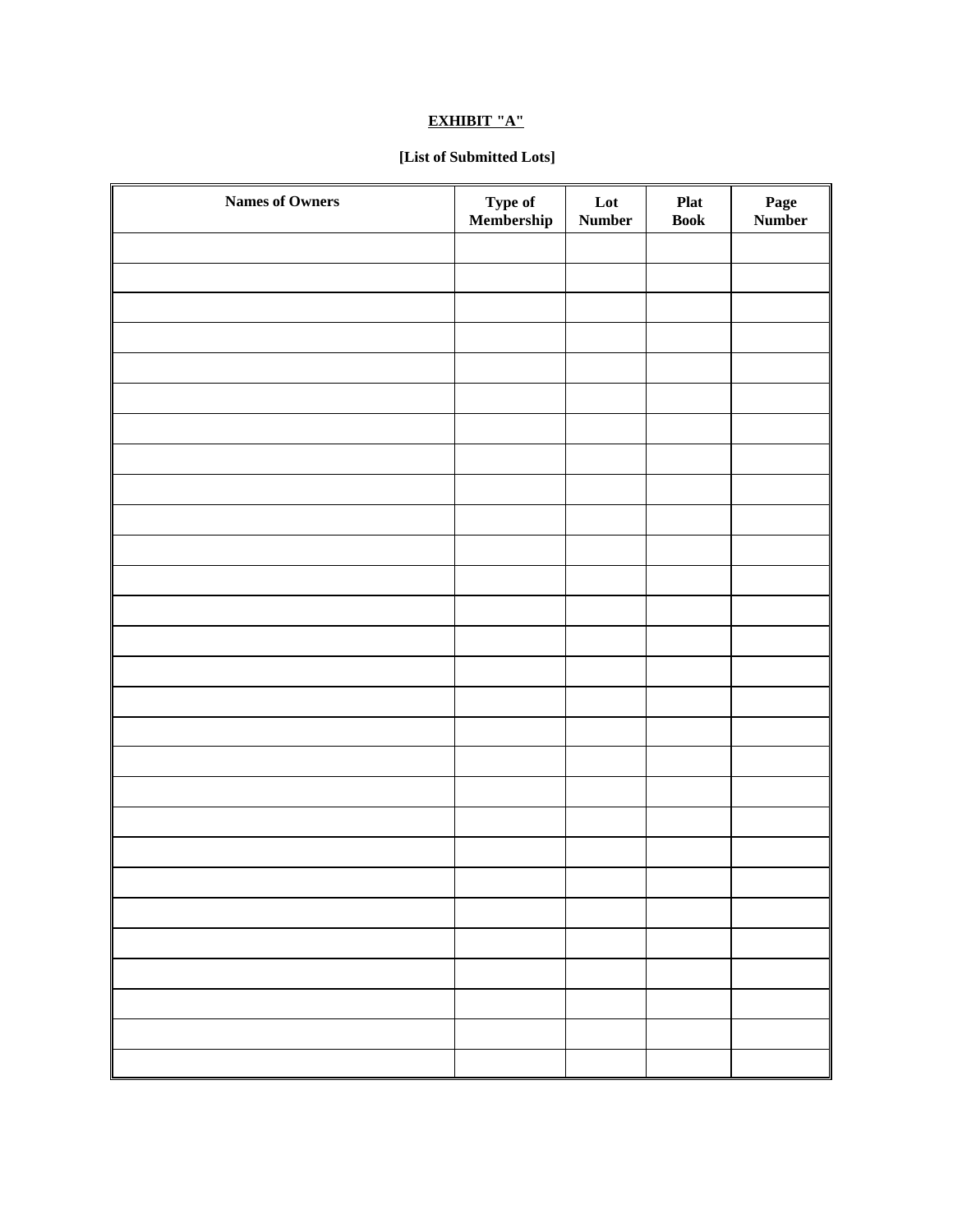**EXHIBIT "A"**

**[List of Submitted Lots]**

| Names of Owners | Type of Membership | Lot Number | Plat Book | Page Number |
|---|---|---|---|---|
| | | | | |
| | | | | |
| | | | | |
| | | | | |
| | | | | |
| | | | | |
| | | | | |
| | | | | |
| | | | | |
| | | | | |
| | | | | |
| | | | | |
| | | | | |
| | | | | |
| | | | | |
| | | | | |
| | | | | |
| | | | | |
| | | | | |
| | | | | |
| | | | | |
| | | | | |
| | | | | |
| | | | | |
| | | | | |
| | | | | |
| | | | | |
| | | | | |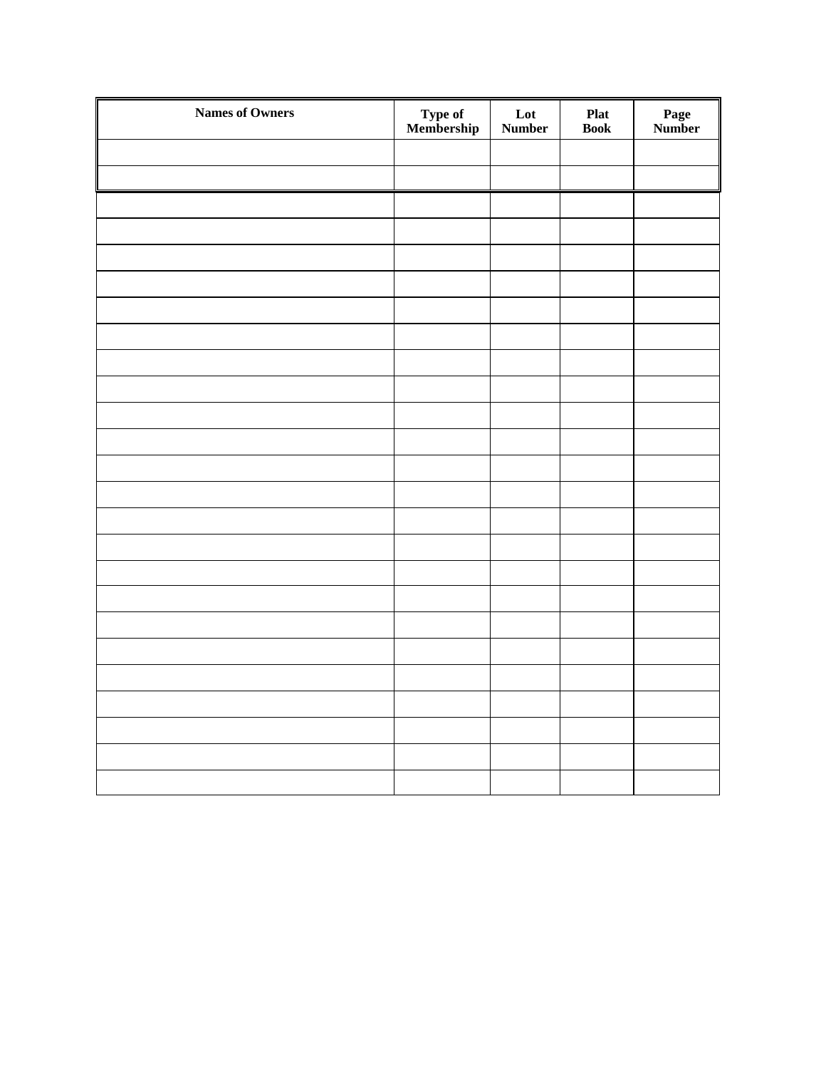| Names of Owners | Type of Membership | Lot Number | Plat Book | Page Number |
| --- | --- | --- | --- | --- |
| | | | | |
| | | | | |
| | | | | |
| | | | | |
| | | | | |
| | | | | |
| | | | | |
| | | | | |
| | | | | |
| | | | | |
| | | | | |
| | | | | |
| | | | | |
| | | | | |
| | | | | |
| | | | | |
| | | | | |
| | | | | |
| | | | | |
| | | | | |
| | | | | |
| | | | | |
| | | | | |
| | | | | |
| | | | | |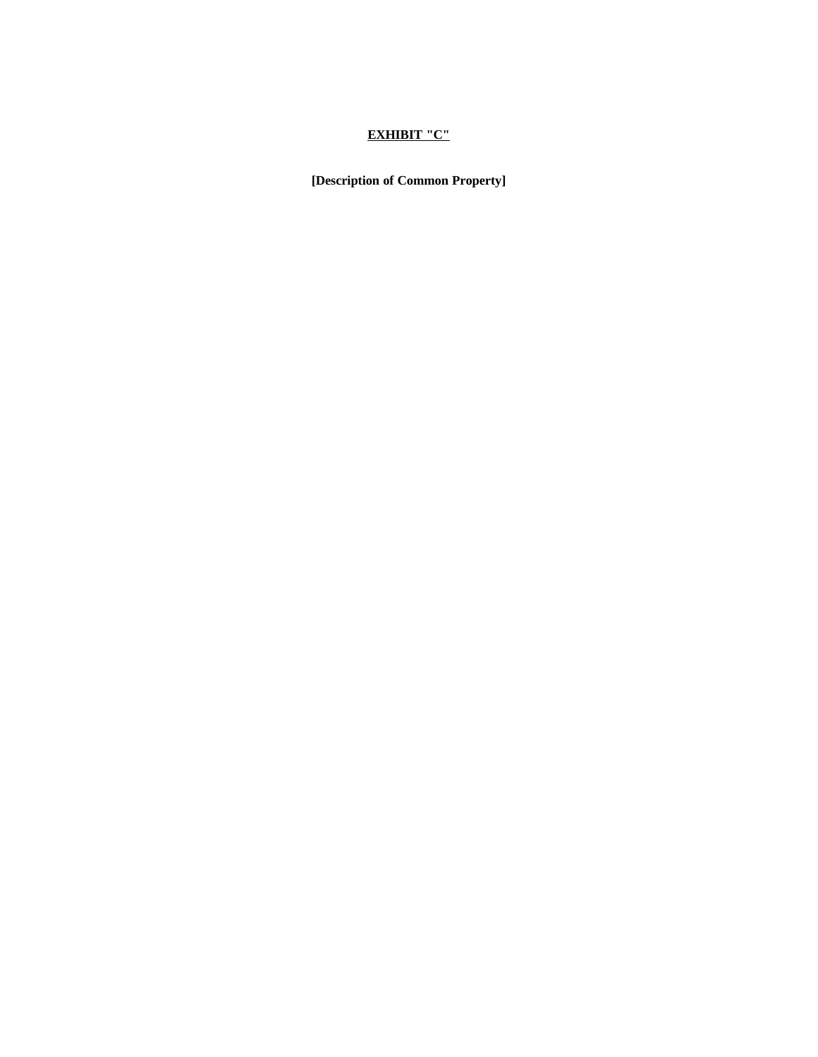**<u>EXHIBIT "C"</u>**

**[Description of Common Property]**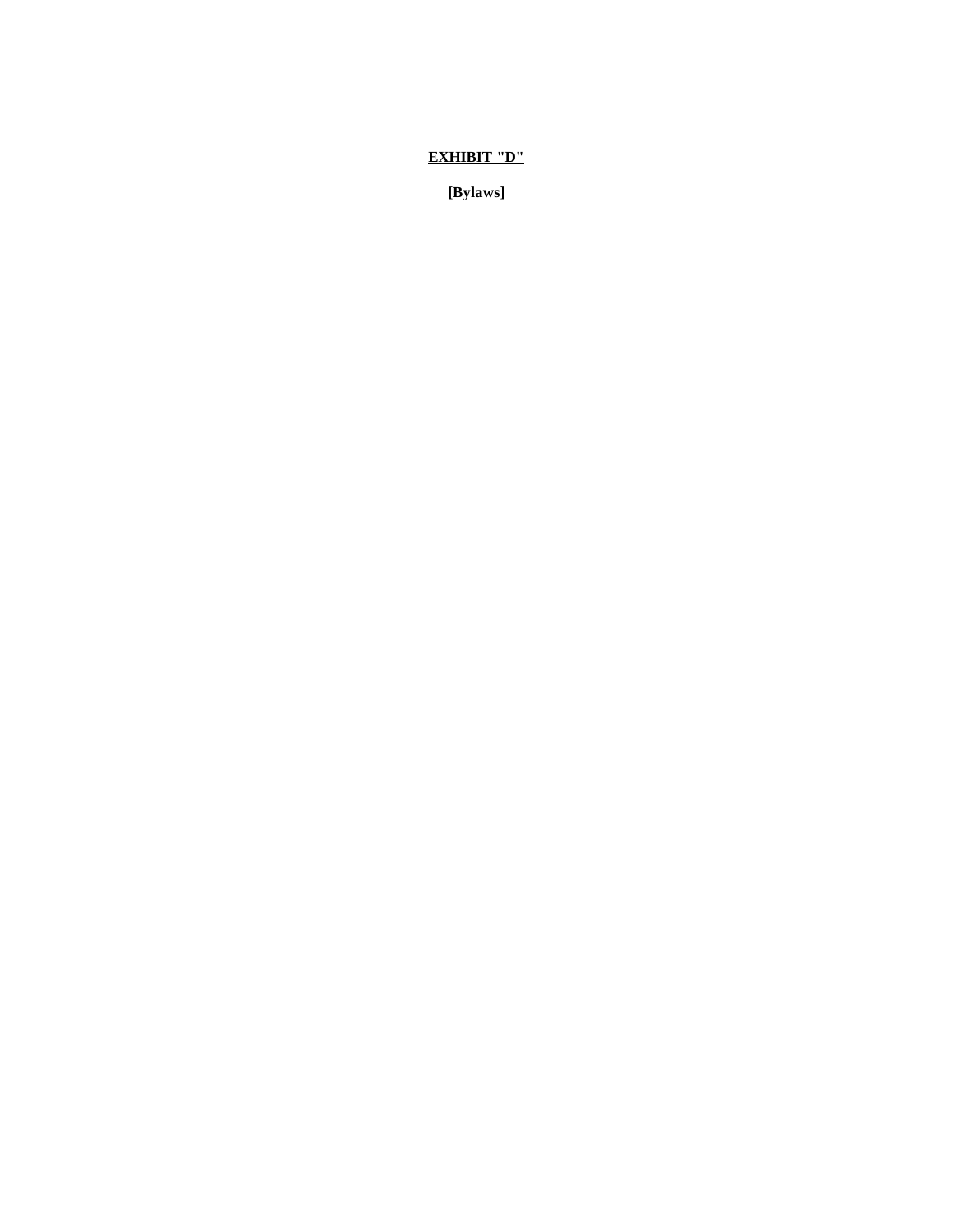**<u>EXHIBIT "D"</u>**

**[Bylaws]**